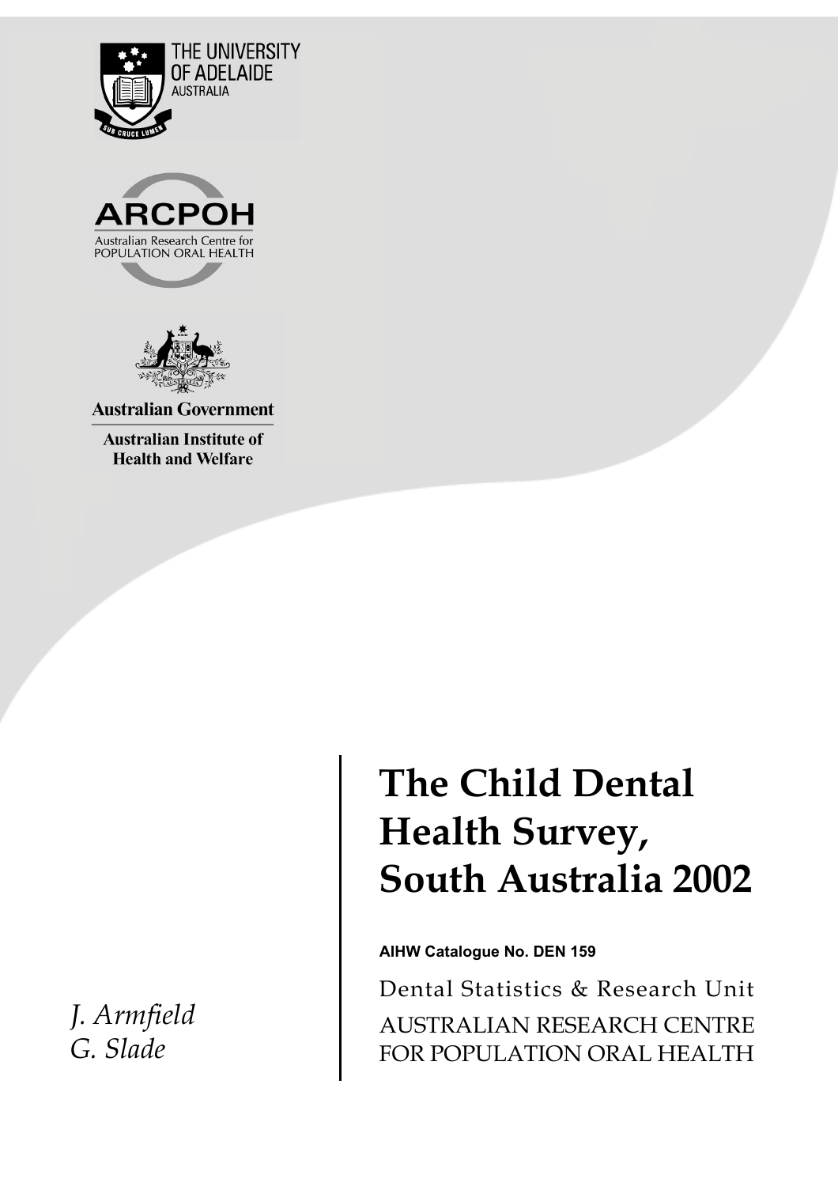THE UNIVERSITY OF ADELAIDE AUSTRALIA

ARCPOH

Australian Research Centre for POPULATION ORAL HEALTH

Australian Government

Australian Institute of Health and Welfare

# The Child Dental Health Survey, South Australia 2002

**AIHW Catalogue No. DEN 159**

Dental Statistics & Research Unit

AUSTRALIAN RESEARCH CENTRE FOR POPULATION ORAL HEALTH

*J. Armfield*
*G. Slade*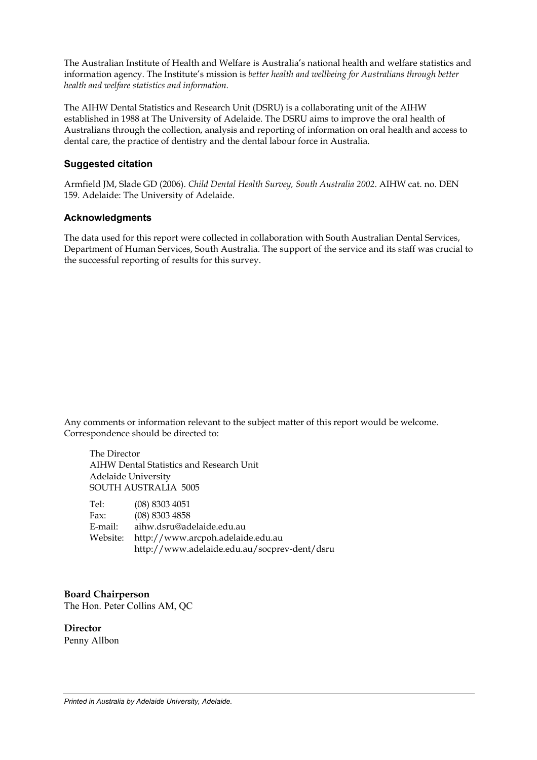The Australian Institute of Health and Welfare is Australia's national health and welfare statistics and information agency. The Institute's mission is *better health and wellbeing for Australians through better health and welfare statistics and information*.

The AIHW Dental Statistics and Research Unit (DSRU) is a collaborating unit of the AIHW established in 1988 at The University of Adelaide. The DSRU aims to improve the oral health of Australians through the collection, analysis and reporting of information on oral health and access to dental care, the practice of dentistry and the dental labour force in Australia.

### Suggested citation

Armfield JM, Slade GD (2006). *Child Dental Health Survey, South Australia 2002*. AIHW cat. no. DEN 159. Adelaide: The University of Adelaide.

### Acknowledgments

The data used for this report were collected in collaboration with South Australian Dental Services, Department of Human Services, South Australia. The support of the service and its staff was crucial to the successful reporting of results for this survey.

Any comments or information relevant to the subject matter of this report would be welcome. Correspondence should be directed to:

The Director
AIHW Dental Statistics and Research Unit
Adelaide University
SOUTH AUSTRALIA 5005

Tel: (08) 8303 4051
Fax: (08) 8303 4858
E-mail: aihw.dsru@adelaide.edu.au
Website: http://www.arcpoh.adelaide.edu.au
http://www.adelaide.edu.au/socprev-dent/dsru

**Board Chairperson**
The Hon. Peter Collins AM, QC

**Director**
Penny Allbon

*Printed in Australia by Adelaide University, Adelaide.*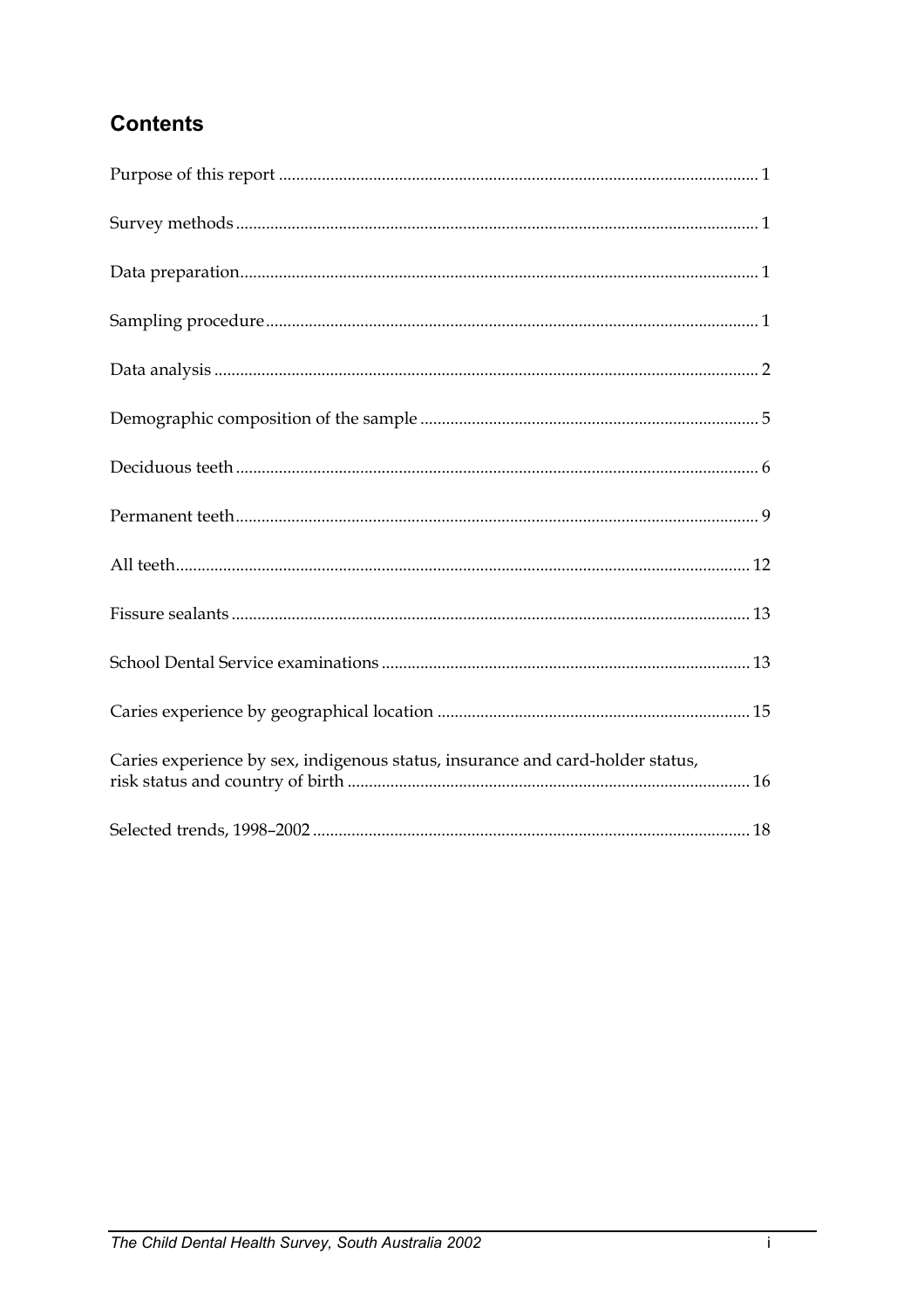## Contents

Purpose of this report ........................................ 1

Survey methods ........................................ 1

Data preparation ........................................ 1

Sampling procedure ........................................ 1

Data analysis ........................................ 2

Demographic composition of the sample ........................................ 5

Deciduous teeth ........................................ 6

Permanent teeth ........................................ 9

All teeth ........................................ 12

Fissure sealants ........................................ 13

School Dental Service examinations ........................................ 13

Caries experience by geographical location ........................................ 15

Caries experience by sex, indigenous status, insurance and card-holder status, risk status and country of birth ........................................ 16

Selected trends, 1998–2002 ........................................ 18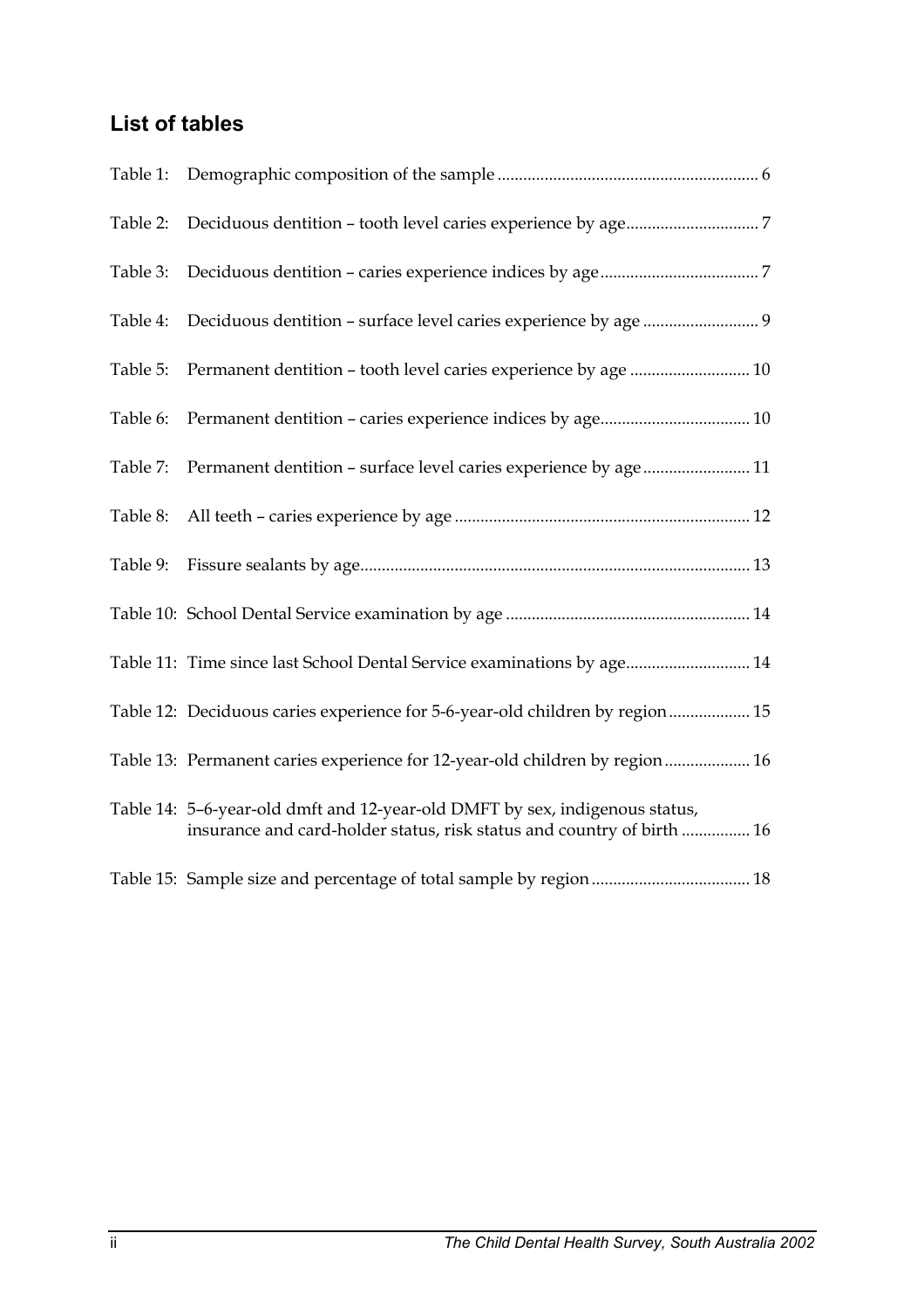## List of tables

Table 1: Demographic composition of the sample ............................................................ 6

Table 2: Deciduous dentition – tooth level caries experience by age............................... 7

Table 3: Deciduous dentition – caries experience indices by age..................................... 7

Table 4: Deciduous dentition – surface level caries experience by age ........................... 9

Table 5: Permanent dentition – tooth level caries experience by age ............................ 10

Table 6: Permanent dentition – caries experience indices by age................................... 10

Table 7: Permanent dentition – surface level caries experience by age ......................... 11

Table 8: All teeth – caries experience by age .................................................................... 12

Table 9: Fissure sealants by age.......................................................................................... 13

Table 10: School Dental Service examination by age ........................................................ 14

Table 11: Time since last School Dental Service examinations by age............................. 14

Table 12: Deciduous caries experience for 5-6-year-old children by region ................... 15

Table 13: Permanent caries experience for 12-year-old children by region .................... 16

Table 14: 5–6-year-old dmft and 12-year-old DMFT by sex, indigenous status, insurance and card-holder status, risk status and country of birth ................ 16

Table 15: Sample size and percentage of total sample by region ..................................... 18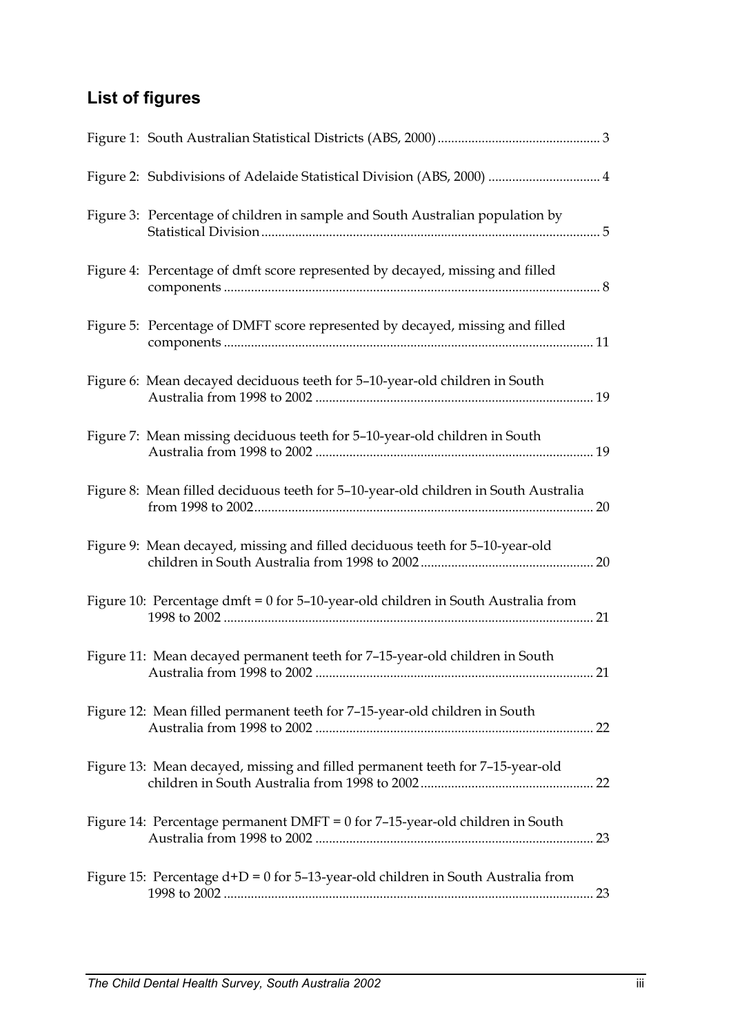## List of figures

Figure 1: South Australian Statistical Districts (ABS, 2000) ........ 3

Figure 2: Subdivisions of Adelaide Statistical Division (ABS, 2000) ........ 4

Figure 3: Percentage of children in sample and South Australian population by Statistical Division ........ 5

Figure 4: Percentage of dmft score represented by decayed, missing and filled components ........ 8

Figure 5: Percentage of DMFT score represented by decayed, missing and filled components ........ 11

Figure 6: Mean decayed deciduous teeth for 5–10-year-old children in South Australia from 1998 to 2002 ........ 19

Figure 7: Mean missing deciduous teeth for 5–10-year-old children in South Australia from 1998 to 2002 ........ 19

Figure 8: Mean filled deciduous teeth for 5–10-year-old children in South Australia from 1998 to 2002 ........ 20

Figure 9: Mean decayed, missing and filled deciduous teeth for 5–10-year-old children in South Australia from 1998 to 2002 ........ 20

Figure 10: Percentage dmft = 0 for 5–10-year-old children in South Australia from 1998 to 2002 ........ 21

Figure 11: Mean decayed permanent teeth for 7–15-year-old children in South Australia from 1998 to 2002 ........ 21

Figure 12: Mean filled permanent teeth for 7–15-year-old children in South Australia from 1998 to 2002 ........ 22

Figure 13: Mean decayed, missing and filled permanent teeth for 7–15-year-old children in South Australia from 1998 to 2002 ........ 22

Figure 14: Percentage permanent DMFT = 0 for 7–15-year-old children in South Australia from 1998 to 2002 ........ 23

Figure 15: Percentage d+D = 0 for 5–13-year-old children in South Australia from 1998 to 2002 ........ 23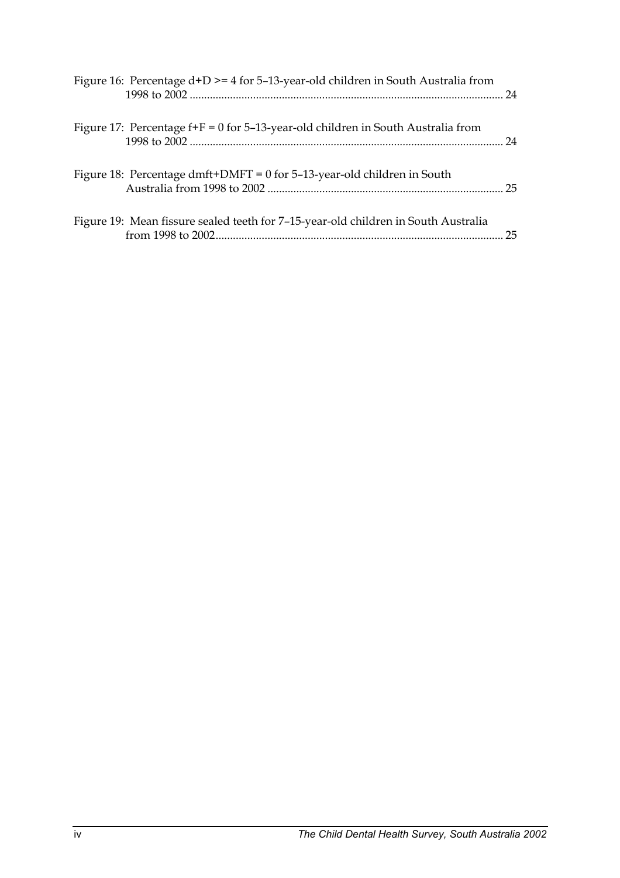Figure 16: Percentage d+D >= 4 for 5–13-year-old children in South Australia from 1998 to 2002 ........................................................................................................... 24

Figure 17: Percentage f+F = 0 for 5–13-year-old children in South Australia from 1998 to 2002 ........................................................................................................... 24

Figure 18: Percentage dmft+DMFT = 0 for 5–13-year-old children in South Australia from 1998 to 2002 ................................................................................. 25

Figure 19: Mean fissure sealed teeth for 7–15-year-old children in South Australia from 1998 to 2002.................................................................................................... 25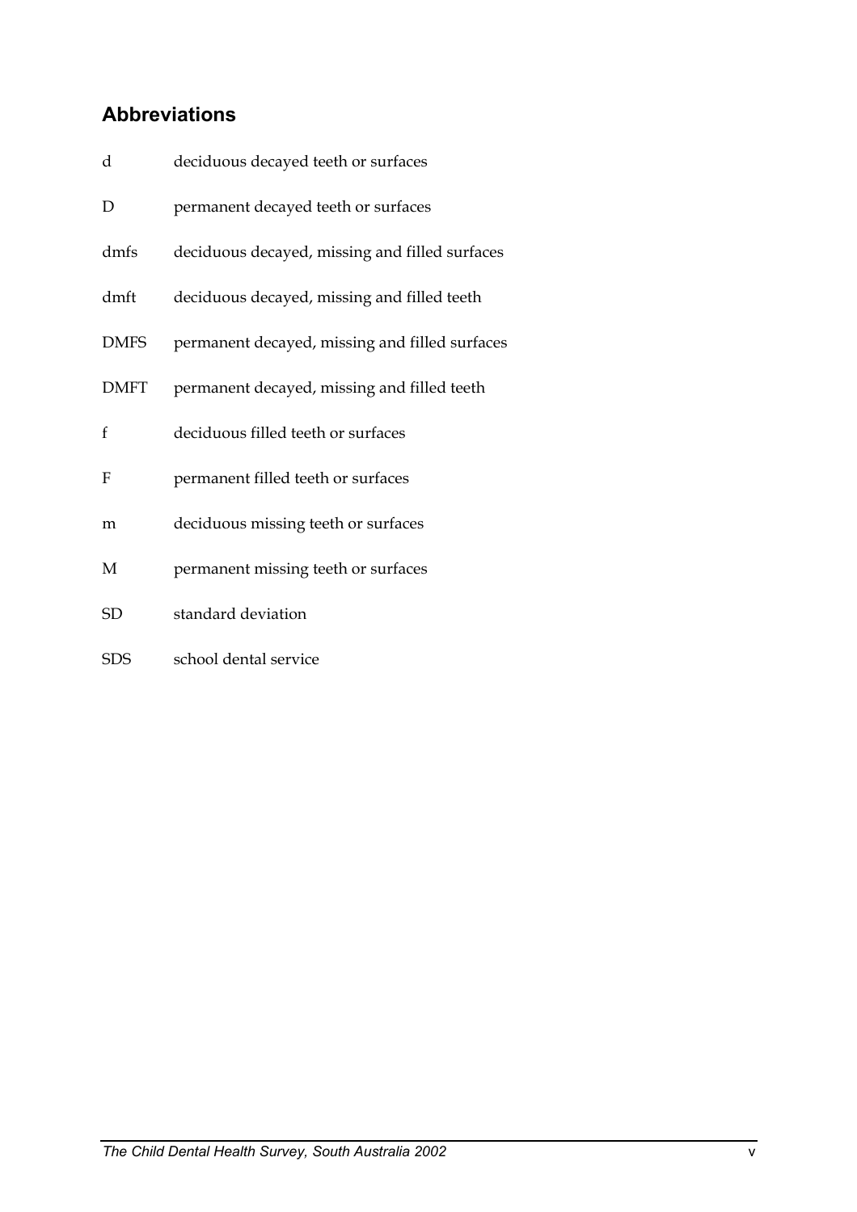## Abbreviations

| | |
|---|---|
| d | deciduous decayed teeth or surfaces |
| D | permanent decayed teeth or surfaces |
| dmfs | deciduous decayed, missing and filled surfaces |
| dmft | deciduous decayed, missing and filled teeth |
| DMFS | permanent decayed, missing and filled surfaces |
| DMFT | permanent decayed, missing and filled teeth |
| f | deciduous filled teeth or surfaces |
| F | permanent filled teeth or surfaces |
| m | deciduous missing teeth or surfaces |
| M | permanent missing teeth or surfaces |
| SD | standard deviation |
| SDS | school dental service |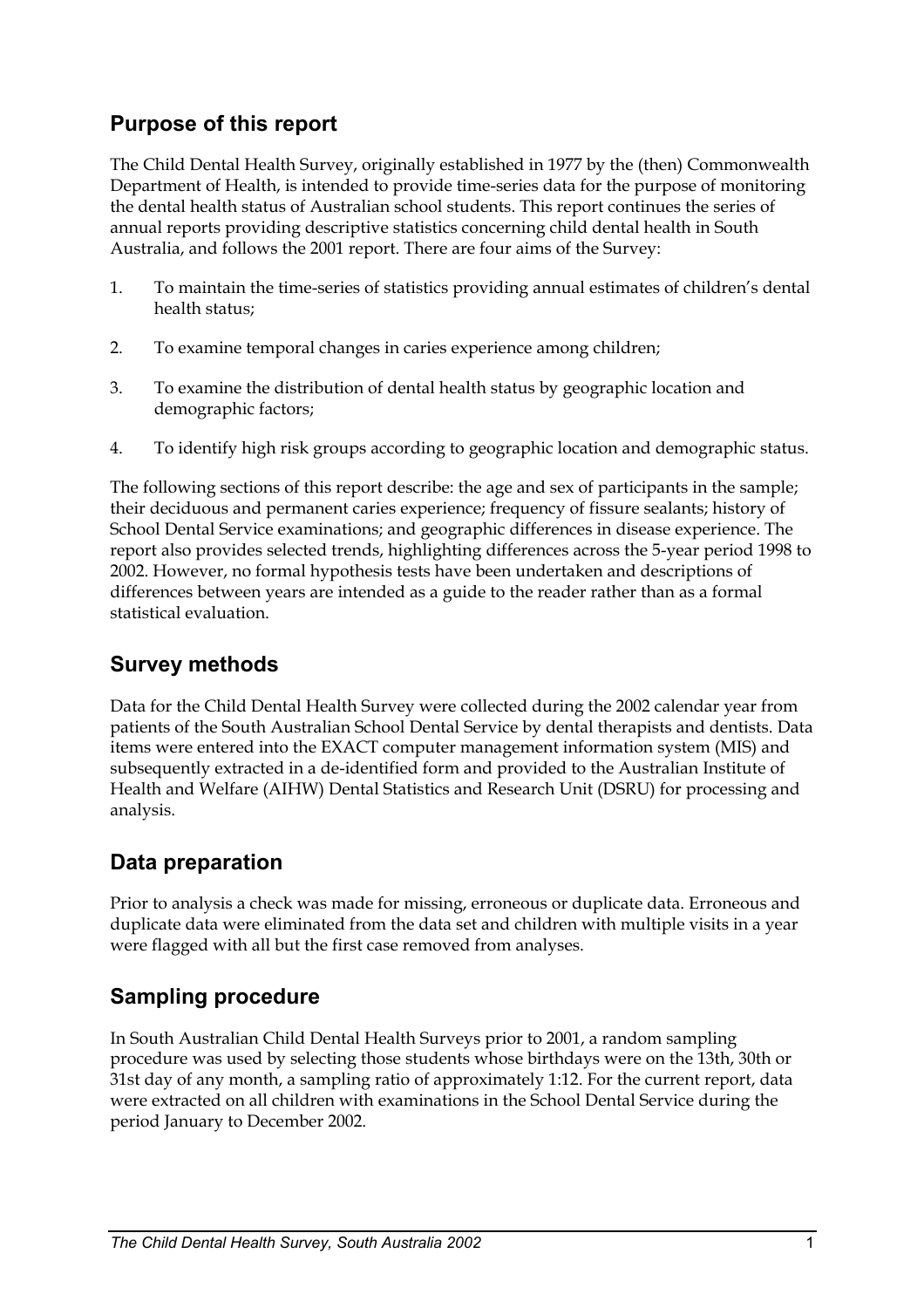## Purpose of this report

The Child Dental Health Survey, originally established in 1977 by the (then) Commonwealth Department of Health, is intended to provide time-series data for the purpose of monitoring the dental health status of Australian school students. This report continues the series of annual reports providing descriptive statistics concerning child dental health in South Australia, and follows the 2001 report. There are four aims of the Survey:

1. To maintain the time-series of statistics providing annual estimates of children's dental health status;
2. To examine temporal changes in caries experience among children;
3. To examine the distribution of dental health status by geographic location and demographic factors;
4. To identify high risk groups according to geographic location and demographic status.

The following sections of this report describe: the age and sex of participants in the sample; their deciduous and permanent caries experience; frequency of fissure sealants; history of School Dental Service examinations; and geographic differences in disease experience. The report also provides selected trends, highlighting differences across the 5-year period 1998 to 2002. However, no formal hypothesis tests have been undertaken and descriptions of differences between years are intended as a guide to the reader rather than as a formal statistical evaluation.

## Survey methods

Data for the Child Dental Health Survey were collected during the 2002 calendar year from patients of the South Australian School Dental Service by dental therapists and dentists. Data items were entered into the EXACT computer management information system (MIS) and subsequently extracted in a de-identified form and provided to the Australian Institute of Health and Welfare (AIHW) Dental Statistics and Research Unit (DSRU) for processing and analysis.

## Data preparation

Prior to analysis a check was made for missing, erroneous or duplicate data. Erroneous and duplicate data were eliminated from the data set and children with multiple visits in a year were flagged with all but the first case removed from analyses.

## Sampling procedure

In South Australian Child Dental Health Surveys prior to 2001, a random sampling procedure was used by selecting those students whose birthdays were on the 13th, 30th or 31st day of any month, a sampling ratio of approximately 1:12. For the current report, data were extracted on all children with examinations in the School Dental Service during the period January to December 2002.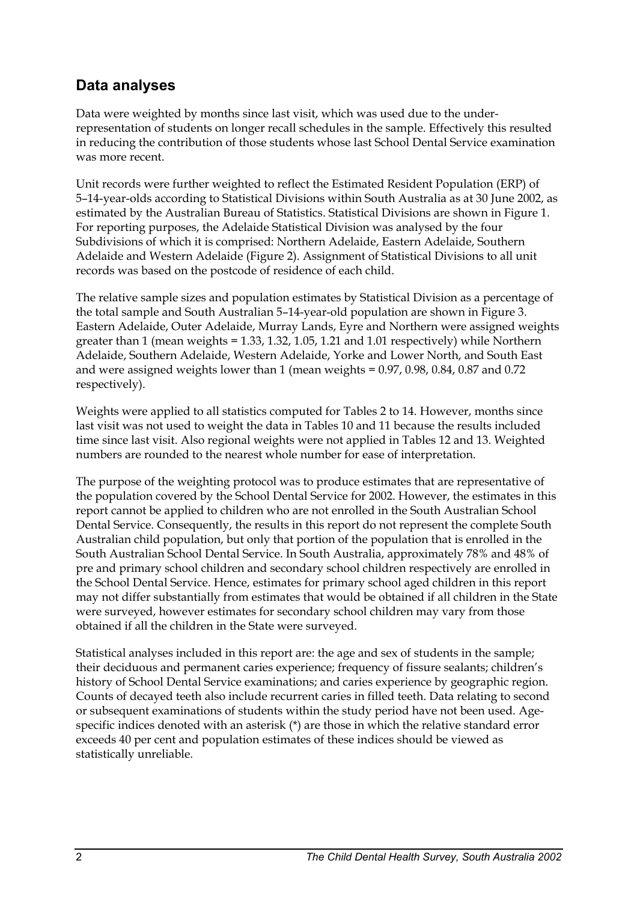## Data analyses

Data were weighted by months since last visit, which was used due to the under-representation of students on longer recall schedules in the sample. Effectively this resulted in reducing the contribution of those students whose last School Dental Service examination was more recent.

Unit records were further weighted to reflect the Estimated Resident Population (ERP) of 5–14-year-olds according to Statistical Divisions within South Australia as at 30 June 2002, as estimated by the Australian Bureau of Statistics. Statistical Divisions are shown in Figure 1. For reporting purposes, the Adelaide Statistical Division was analysed by the four Subdivisions of which it is comprised: Northern Adelaide, Eastern Adelaide, Southern Adelaide and Western Adelaide (Figure 2). Assignment of Statistical Divisions to all unit records was based on the postcode of residence of each child.

The relative sample sizes and population estimates by Statistical Division as a percentage of the total sample and South Australian 5–14-year-old population are shown in Figure 3. Eastern Adelaide, Outer Adelaide, Murray Lands, Eyre and Northern were assigned weights greater than 1 (mean weights = 1.33, 1.32, 1.05, 1.21 and 1.01 respectively) while Northern Adelaide, Southern Adelaide, Western Adelaide, Yorke and Lower North, and South East and were assigned weights lower than 1 (mean weights = 0.97, 0.98, 0.84, 0.87 and 0.72 respectively).

Weights were applied to all statistics computed for Tables 2 to 14. However, months since last visit was not used to weight the data in Tables 10 and 11 because the results included time since last visit. Also regional weights were not applied in Tables 12 and 13. Weighted numbers are rounded to the nearest whole number for ease of interpretation.

The purpose of the weighting protocol was to produce estimates that are representative of the population covered by the School Dental Service for 2002. However, the estimates in this report cannot be applied to children who are not enrolled in the South Australian School Dental Service. Consequently, the results in this report do not represent the complete South Australian child population, but only that portion of the population that is enrolled in the South Australian School Dental Service. In South Australia, approximately 78% and 48% of pre and primary school children and secondary school children respectively are enrolled in the School Dental Service. Hence, estimates for primary school aged children in this report may not differ substantially from estimates that would be obtained if all children in the State were surveyed, however estimates for secondary school children may vary from those obtained if all the children in the State were surveyed.

Statistical analyses included in this report are: the age and sex of students in the sample; their deciduous and permanent caries experience; frequency of fissure sealants; children's history of School Dental Service examinations; and caries experience by geographic region. Counts of decayed teeth also include recurrent caries in filled teeth. Data relating to second or subsequent examinations of students within the study period have not been used. Age-specific indices denoted with an asterisk (*) are those in which the relative standard error exceeds 40 per cent and population estimates of these indices should be viewed as statistically unreliable.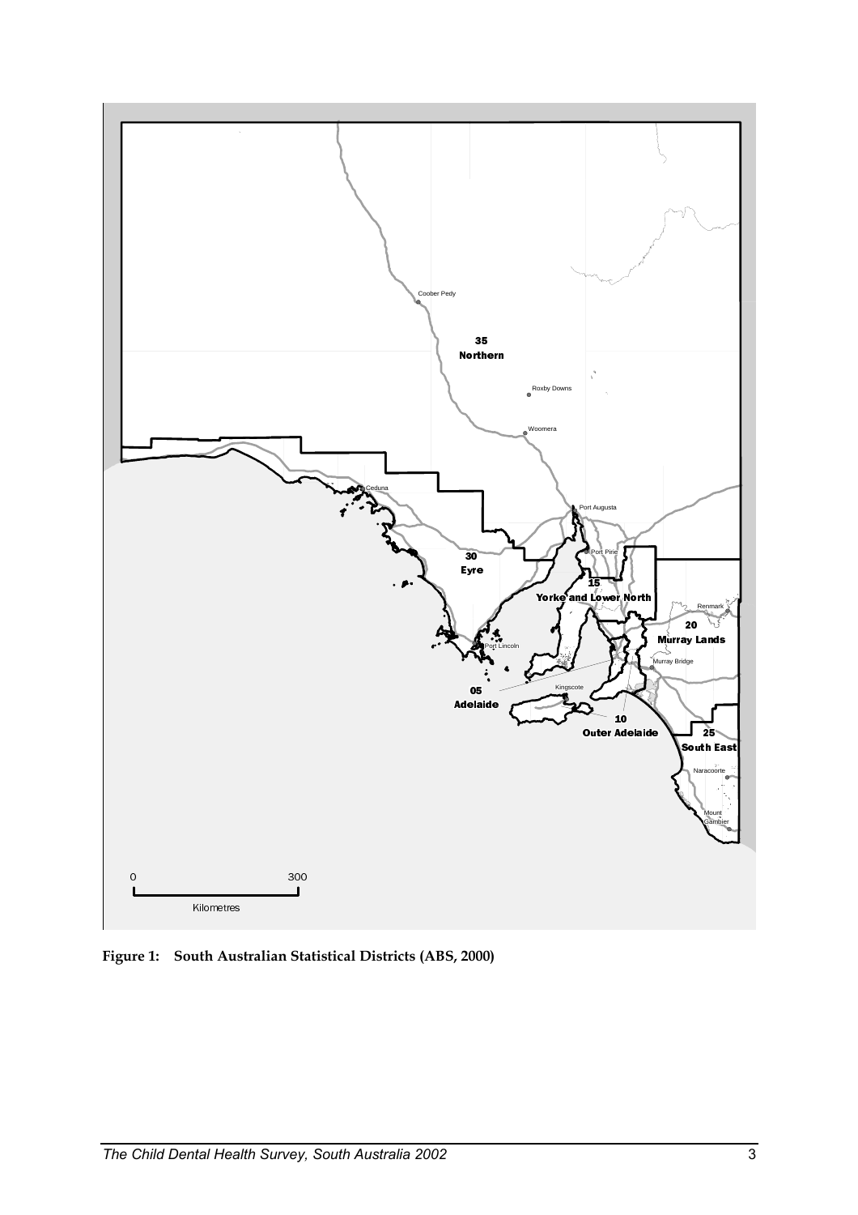**Figure 1: South Australian Statistical Districts (ABS, 2000)**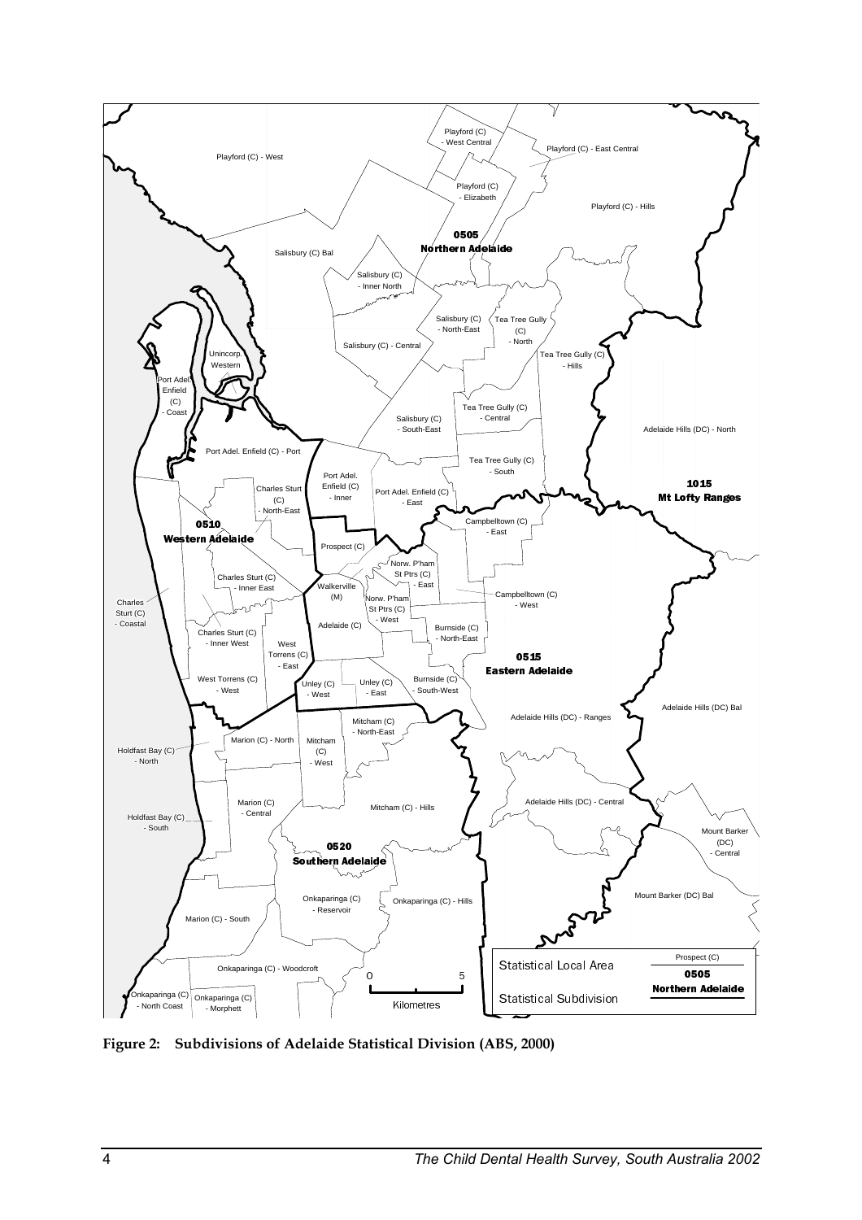**Figure 2: Subdivisions of Adelaide Statistical Division (ABS, 2000)**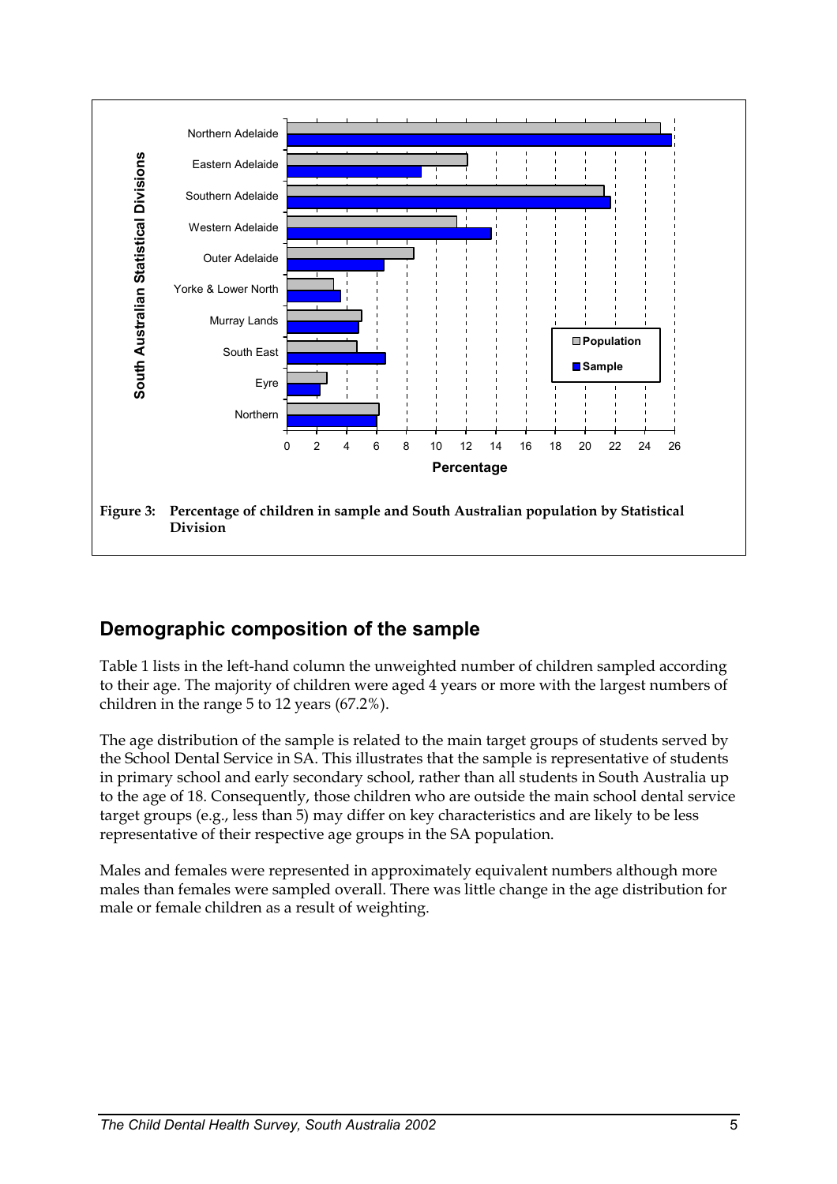**Figure 3: Percentage of children in sample and South Australian population by Statistical Division**

## Demographic composition of the sample

Table 1 lists in the left-hand column the unweighted number of children sampled according to their age. The majority of children were aged 4 years or more with the largest numbers of children in the range 5 to 12 years (67.2%).

The age distribution of the sample is related to the main target groups of students served by the School Dental Service in SA. This illustrates that the sample is representative of students in primary school and early secondary school, rather than all students in South Australia up to the age of 18. Consequently, those children who are outside the main school dental service target groups (e.g., less than 5) may differ on key characteristics and are likely to be less representative of their respective age groups in the SA population.

Males and females were represented in approximately equivalent numbers although more males than females were sampled overall. There was little change in the age distribution for male or female children as a result of weighting.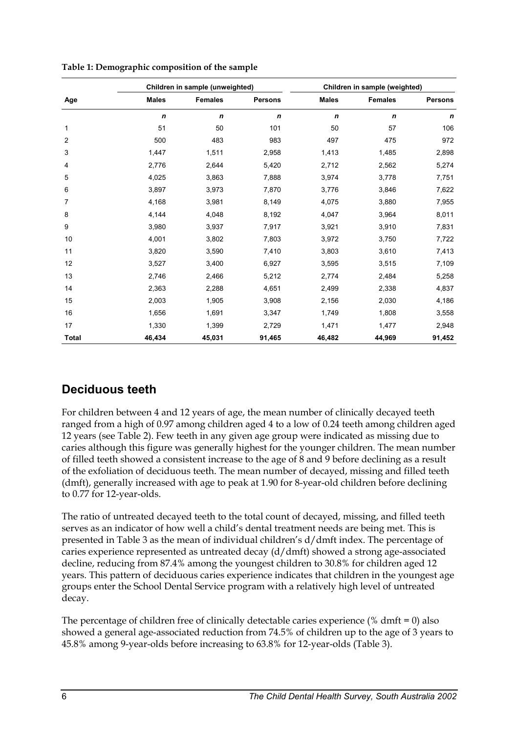**Table 1: Demographic composition of the sample**

| | Children in sample (unweighted) | | | Children in sample (weighted) | | |
|---|---|---|---|---|---|---|
| Age | Males | Females | Persons | Males | Females | Persons |
| | *n* | *n* | *n* | *n* | *n* | *n* |
| 1 | 51 | 50 | 101 | 50 | 57 | 106 |
| 2 | 500 | 483 | 983 | 497 | 475 | 972 |
| 3 | 1,447 | 1,511 | 2,958 | 1,413 | 1,485 | 2,898 |
| 4 | 2,776 | 2,644 | 5,420 | 2,712 | 2,562 | 5,274 |
| 5 | 4,025 | 3,863 | 7,888 | 3,974 | 3,778 | 7,751 |
| 6 | 3,897 | 3,973 | 7,870 | 3,776 | 3,846 | 7,622 |
| 7 | 4,168 | 3,981 | 8,149 | 4,075 | 3,880 | 7,955 |
| 8 | 4,144 | 4,048 | 8,192 | 4,047 | 3,964 | 8,011 |
| 9 | 3,980 | 3,937 | 7,917 | 3,921 | 3,910 | 7,831 |
| 10 | 4,001 | 3,802 | 7,803 | 3,972 | 3,750 | 7,722 |
| 11 | 3,820 | 3,590 | 7,410 | 3,803 | 3,610 | 7,413 |
| 12 | 3,527 | 3,400 | 6,927 | 3,595 | 3,515 | 7,109 |
| 13 | 2,746 | 2,466 | 5,212 | 2,774 | 2,484 | 5,258 |
| 14 | 2,363 | 2,288 | 4,651 | 2,499 | 2,338 | 4,837 |
| 15 | 2,003 | 1,905 | 3,908 | 2,156 | 2,030 | 4,186 |
| 16 | 1,656 | 1,691 | 3,347 | 1,749 | 1,808 | 3,558 |
| 17 | 1,330 | 1,399 | 2,729 | 1,471 | 1,477 | 2,948 |
| **Total** | **46,434** | **45,031** | **91,465** | **46,482** | **44,969** | **91,452** |

## Deciduous teeth

For children between 4 and 12 years of age, the mean number of clinically decayed teeth ranged from a high of 0.97 among children aged 4 to a low of 0.24 teeth among children aged 12 years (see Table 2). Few teeth in any given age group were indicated as missing due to caries although this figure was generally highest for the younger children. The mean number of filled teeth showed a consistent increase to the age of 8 and 9 before declining as a result of the exfoliation of deciduous teeth. The mean number of decayed, missing and filled teeth (dmft), generally increased with age to peak at 1.90 for 8-year-old children before declining to 0.77 for 12-year-olds.

The ratio of untreated decayed teeth to the total count of decayed, missing, and filled teeth serves as an indicator of how well a child's dental treatment needs are being met. This is presented in Table 3 as the mean of individual children's d/dmft index. The percentage of caries experience represented as untreated decay (d/dmft) showed a strong age-associated decline, reducing from 87.4% among the youngest children to 30.8% for children aged 12 years. This pattern of deciduous caries experience indicates that children in the youngest age groups enter the School Dental Service program with a relatively high level of untreated decay.

The percentage of children free of clinically detectable caries experience (% dmft = 0) also showed a general age-associated reduction from 74.5% of children up to the age of 3 years to 45.8% among 9-year-olds before increasing to 63.8% for 12-year-olds (Table 3).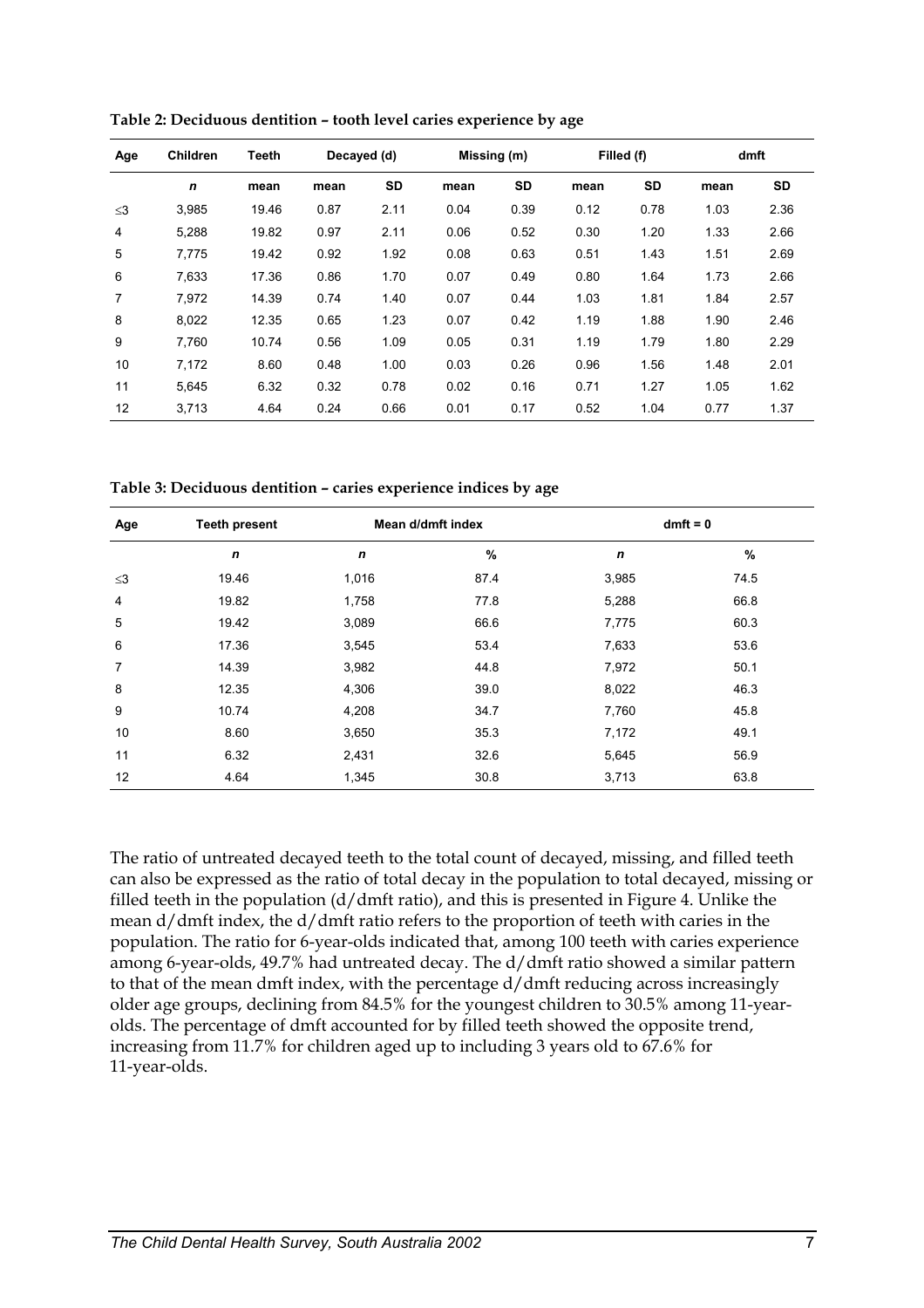**Table 2: Deciduous dentition – tooth level caries experience by age**

| Age | Children | Teeth | Decayed (d) | | Missing (m) | | Filled (f) | | dmft | |
|---|---|---|---|---|---|---|---|---|---|---|
| | *n* | mean | mean | SD | mean | SD | mean | SD | mean | SD |
| ≤3 | 3,985 | 19.46 | 0.87 | 2.11 | 0.04 | 0.39 | 0.12 | 0.78 | 1.03 | 2.36 |
| 4 | 5,288 | 19.82 | 0.97 | 2.11 | 0.06 | 0.52 | 0.30 | 1.20 | 1.33 | 2.66 |
| 5 | 7,775 | 19.42 | 0.92 | 1.92 | 0.08 | 0.63 | 0.51 | 1.43 | 1.51 | 2.69 |
| 6 | 7,633 | 17.36 | 0.86 | 1.70 | 0.07 | 0.49 | 0.80 | 1.64 | 1.73 | 2.66 |
| 7 | 7,972 | 14.39 | 0.74 | 1.40 | 0.07 | 0.44 | 1.03 | 1.81 | 1.84 | 2.57 |
| 8 | 8,022 | 12.35 | 0.65 | 1.23 | 0.07 | 0.42 | 1.19 | 1.88 | 1.90 | 2.46 |
| 9 | 7,760 | 10.74 | 0.56 | 1.09 | 0.05 | 0.31 | 1.19 | 1.79 | 1.80 | 2.29 |
| 10 | 7,172 | 8.60 | 0.48 | 1.00 | 0.03 | 0.26 | 0.96 | 1.56 | 1.48 | 2.01 |
| 11 | 5,645 | 6.32 | 0.32 | 0.78 | 0.02 | 0.16 | 0.71 | 1.27 | 1.05 | 1.62 |
| 12 | 3,713 | 4.64 | 0.24 | 0.66 | 0.01 | 0.17 | 0.52 | 1.04 | 0.77 | 1.37 |

**Table 3: Deciduous dentition – caries experience indices by age**

| Age | Teeth present | Mean d/dmft index | | dmft = 0 | |
|---|---|---|---|---|---|
| | *n* | *n* | % | *n* | % |
| ≤3 | 19.46 | 1,016 | 87.4 | 3,985 | 74.5 |
| 4 | 19.82 | 1,758 | 77.8 | 5,288 | 66.8 |
| 5 | 19.42 | 3,089 | 66.6 | 7,775 | 60.3 |
| 6 | 17.36 | 3,545 | 53.4 | 7,633 | 53.6 |
| 7 | 14.39 | 3,982 | 44.8 | 7,972 | 50.1 |
| 8 | 12.35 | 4,306 | 39.0 | 8,022 | 46.3 |
| 9 | 10.74 | 4,208 | 34.7 | 7,760 | 45.8 |
| 10 | 8.60 | 3,650 | 35.3 | 7,172 | 49.1 |
| 11 | 6.32 | 2,431 | 32.6 | 5,645 | 56.9 |
| 12 | 4.64 | 1,345 | 30.8 | 3,713 | 63.8 |

The ratio of untreated decayed teeth to the total count of decayed, missing, and filled teeth can also be expressed as the ratio of total decay in the population to total decayed, missing or filled teeth in the population (d/dmft ratio), and this is presented in Figure 4. Unlike the mean d/dmft index, the d/dmft ratio refers to the proportion of teeth with caries in the population. The ratio for 6-year-olds indicated that, among 100 teeth with caries experience among 6-year-olds, 49.7% had untreated decay. The d/dmft ratio showed a similar pattern to that of the mean dmft index, with the percentage d/dmft reducing across increasingly older age groups, declining from 84.5% for the youngest children to 30.5% among 11-year-olds. The percentage of dmft accounted for by filled teeth showed the opposite trend, increasing from 11.7% for children aged up to including 3 years old to 67.6% for 11-year-olds.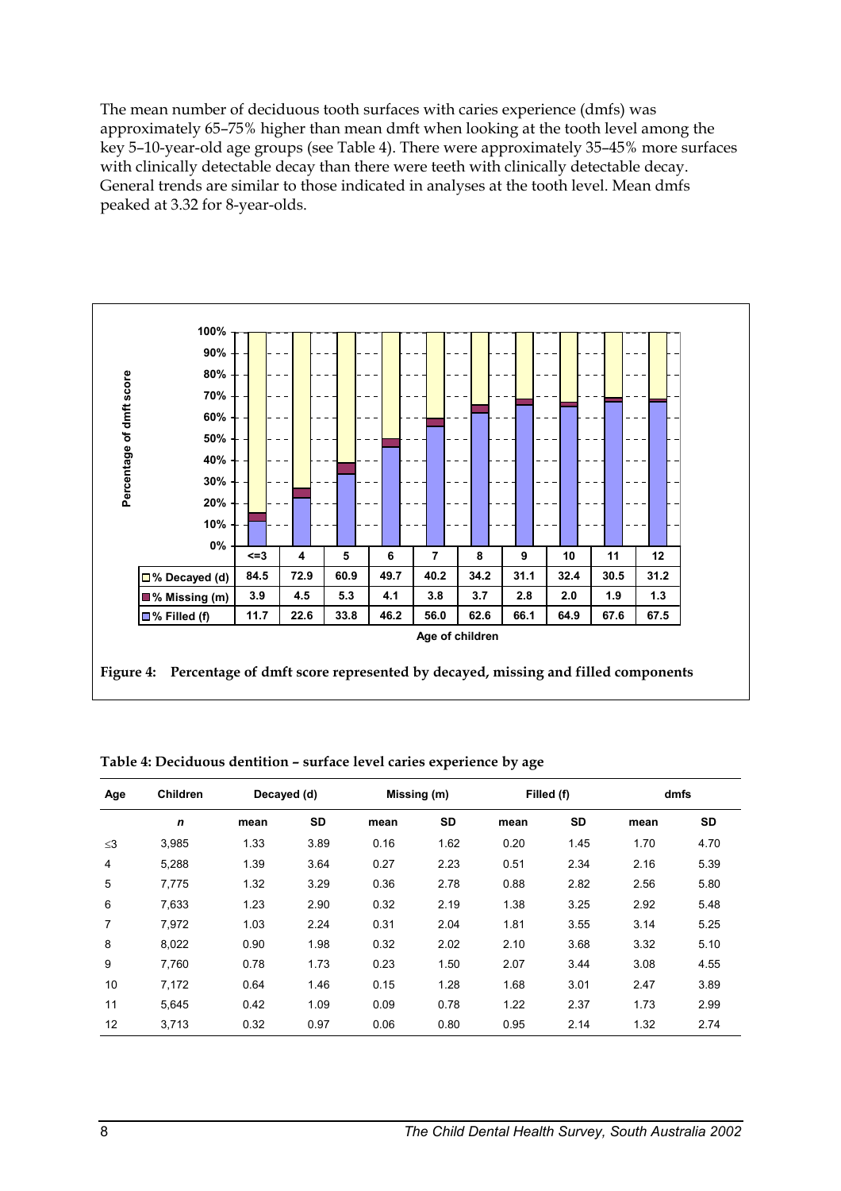The mean number of deciduous tooth surfaces with caries experience (dmfs) was approximately 65–75% higher than mean dmft when looking at the tooth level among the key 5–10-year-old age groups (see Table 4). There were approximately 35–45% more surfaces with clinically detectable decay than there were teeth with clinically detectable decay. General trends are similar to those indicated in analyses at the tooth level. Mean dmfs peaked at 3.32 for 8-year-olds.

| Age of children | <=3 | 4 | 5 | 6 | 7 | 8 | 9 | 10 | 11 | 12 |
|---|---|---|---|---|---|---|---|---|---|---|
| % Decayed (d) | 84.5 | 72.9 | 60.9 | 49.7 | 40.2 | 34.2 | 31.1 | 32.4 | 30.5 | 31.2 |
| % Missing (m) | 3.9 | 4.5 | 5.3 | 4.1 | 3.8 | 3.7 | 2.8 | 2.0 | 1.9 | 1.3 |
| % Filled (f) | 11.7 | 22.6 | 33.8 | 46.2 | 56.0 | 62.6 | 66.1 | 64.9 | 67.6 | 67.5 |

**Figure 4: Percentage of dmft score represented by decayed, missing and filled components**

**Table 4: Deciduous dentition – surface level caries experience by age**

| Age | Children | Decayed (d) | | Missing (m) | | Filled (f) | | dmfs | |
|---|---|---|---|---|---|---|---|---|---|
| | *n* | mean | SD | mean | SD | mean | SD | mean | SD |
| ≤3 | 3,985 | 1.33 | 3.89 | 0.16 | 1.62 | 0.20 | 1.45 | 1.70 | 4.70 |
| 4 | 5,288 | 1.39 | 3.64 | 0.27 | 2.23 | 0.51 | 2.34 | 2.16 | 5.39 |
| 5 | 7,775 | 1.32 | 3.29 | 0.36 | 2.78 | 0.88 | 2.82 | 2.56 | 5.80 |
| 6 | 7,633 | 1.23 | 2.90 | 0.32 | 2.19 | 1.38 | 3.25 | 2.92 | 5.48 |
| 7 | 7,972 | 1.03 | 2.24 | 0.31 | 2.04 | 1.81 | 3.55 | 3.14 | 5.25 |
| 8 | 8,022 | 0.90 | 1.98 | 0.32 | 2.02 | 2.10 | 3.68 | 3.32 | 5.10 |
| 9 | 7,760 | 0.78 | 1.73 | 0.23 | 1.50 | 2.07 | 3.44 | 3.08 | 4.55 |
| 10 | 7,172 | 0.64 | 1.46 | 0.15 | 1.28 | 1.68 | 3.01 | 2.47 | 3.89 |
| 11 | 5,645 | 0.42 | 1.09 | 0.09 | 0.78 | 1.22 | 2.37 | 1.73 | 2.99 |
| 12 | 3,713 | 0.32 | 0.97 | 0.06 | 0.80 | 0.95 | 2.14 | 1.32 | 2.74 |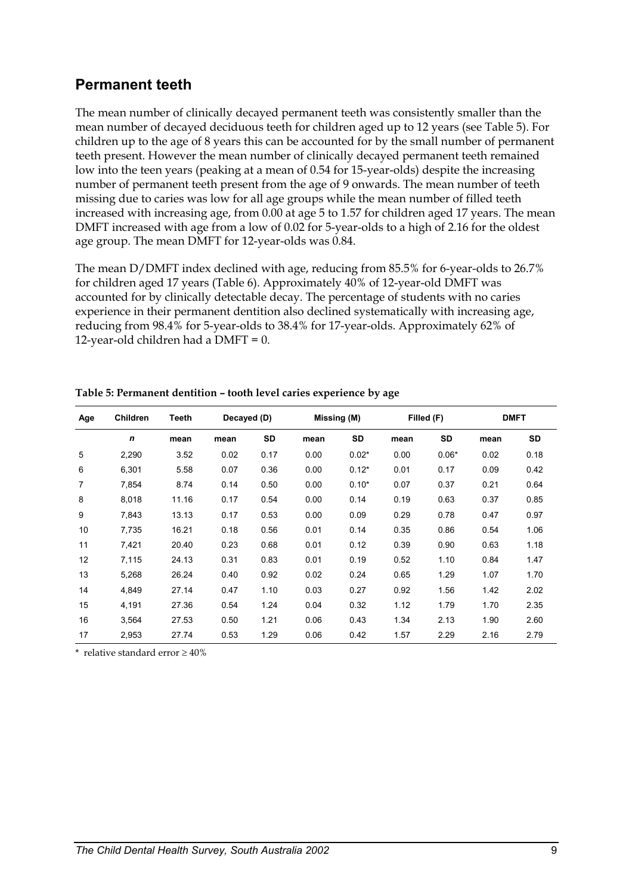## Permanent teeth

The mean number of clinically decayed permanent teeth was consistently smaller than the mean number of decayed deciduous teeth for children aged up to 12 years (see Table 5). For children up to the age of 8 years this can be accounted for by the small number of permanent teeth present. However the mean number of clinically decayed permanent teeth remained low into the teen years (peaking at a mean of 0.54 for 15-year-olds) despite the increasing number of permanent teeth present from the age of 9 onwards. The mean number of teeth missing due to caries was low for all age groups while the mean number of filled teeth increased with increasing age, from 0.00 at age 5 to 1.57 for children aged 17 years. The mean DMFT increased with age from a low of 0.02 for 5-year-olds to a high of 2.16 for the oldest age group. The mean DMFT for 12-year-olds was 0.84.

The mean D/DMFT index declined with age, reducing from 85.5% for 6-year-olds to 26.7% for children aged 17 years (Table 6). Approximately 40% of 12-year-old DMFT was accounted for by clinically detectable decay. The percentage of students with no caries experience in their permanent dentition also declined systematically with increasing age, reducing from 98.4% for 5-year-olds to 38.4% for 17-year-olds. Approximately 62% of 12-year-old children had a DMFT = 0.

**Table 5: Permanent dentition – tooth level caries experience by age**

| Age | Children | Teeth | Decayed (D) | | Missing (M) | | Filled (F) | | DMFT | |
|---|---|---|---|---|---|---|---|---|---|---|
| | *n* | mean | mean | SD | mean | SD | mean | SD | mean | SD |
| 5 | 2,290 | 3.52 | 0.02 | 0.17 | 0.00 | 0.02* | 0.00 | 0.06* | 0.02 | 0.18 |
| 6 | 6,301 | 5.58 | 0.07 | 0.36 | 0.00 | 0.12* | 0.01 | 0.17 | 0.09 | 0.42 |
| 7 | 7,854 | 8.74 | 0.14 | 0.50 | 0.00 | 0.10* | 0.07 | 0.37 | 0.21 | 0.64 |
| 8 | 8,018 | 11.16 | 0.17 | 0.54 | 0.00 | 0.14 | 0.19 | 0.63 | 0.37 | 0.85 |
| 9 | 7,843 | 13.13 | 0.17 | 0.53 | 0.00 | 0.09 | 0.29 | 0.78 | 0.47 | 0.97 |
| 10 | 7,735 | 16.21 | 0.18 | 0.56 | 0.01 | 0.14 | 0.35 | 0.86 | 0.54 | 1.06 |
| 11 | 7,421 | 20.40 | 0.23 | 0.68 | 0.01 | 0.12 | 0.39 | 0.90 | 0.63 | 1.18 |
| 12 | 7,115 | 24.13 | 0.31 | 0.83 | 0.01 | 0.19 | 0.52 | 1.10 | 0.84 | 1.47 |
| 13 | 5,268 | 26.24 | 0.40 | 0.92 | 0.02 | 0.24 | 0.65 | 1.29 | 1.07 | 1.70 |
| 14 | 4,849 | 27.14 | 0.47 | 1.10 | 0.03 | 0.27 | 0.92 | 1.56 | 1.42 | 2.02 |
| 15 | 4,191 | 27.36 | 0.54 | 1.24 | 0.04 | 0.32 | 1.12 | 1.79 | 1.70 | 2.35 |
| 16 | 3,564 | 27.53 | 0.50 | 1.21 | 0.06 | 0.43 | 1.34 | 2.13 | 1.90 | 2.60 |
| 17 | 2,953 | 27.74 | 0.53 | 1.29 | 0.06 | 0.42 | 1.57 | 2.29 | 2.16 | 2.79 |

\* relative standard error ≥ 40%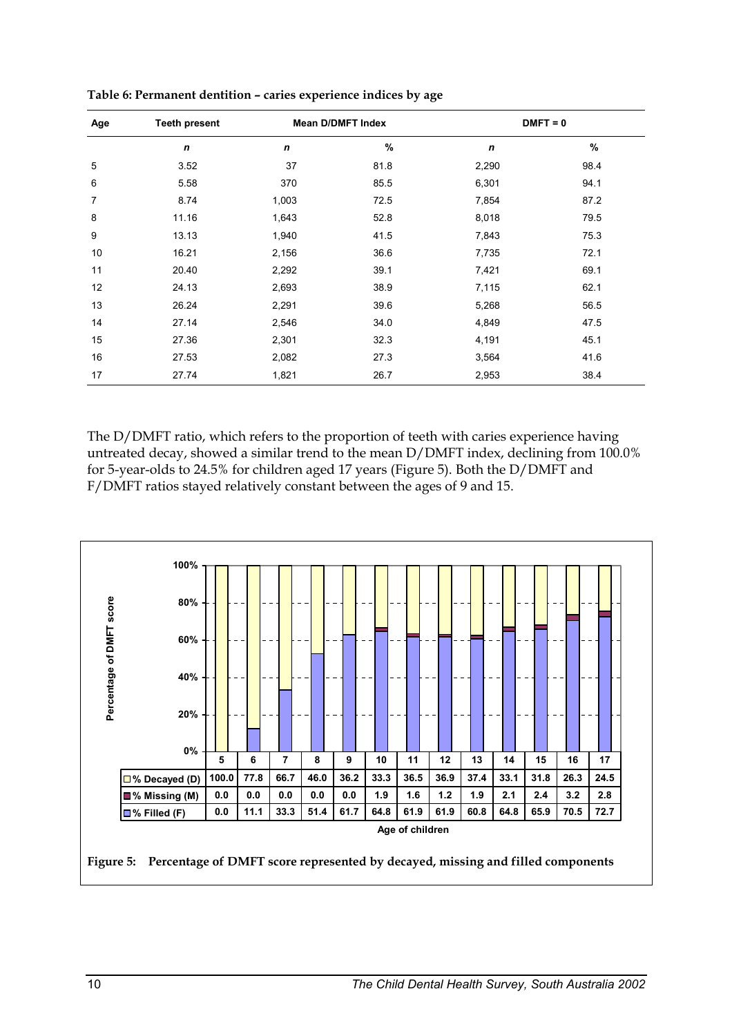**Table 6: Permanent dentition – caries experience indices by age**

| Age | Teeth present | Mean D/DMFT Index | | DMFT = 0 | |
|---|---|---|---|---|---|
| | *n* | *n* | % | *n* | % |
| 5 | 3.52 | 37 | 81.8 | 2,290 | 98.4 |
| 6 | 5.58 | 370 | 85.5 | 6,301 | 94.1 |
| 7 | 8.74 | 1,003 | 72.5 | 7,854 | 87.2 |
| 8 | 11.16 | 1,643 | 52.8 | 8,018 | 79.5 |
| 9 | 13.13 | 1,940 | 41.5 | 7,843 | 75.3 |
| 10 | 16.21 | 2,156 | 36.6 | 7,735 | 72.1 |
| 11 | 20.40 | 2,292 | 39.1 | 7,421 | 69.1 |
| 12 | 24.13 | 2,693 | 38.9 | 7,115 | 62.1 |
| 13 | 26.24 | 2,291 | 39.6 | 5,268 | 56.5 |
| 14 | 27.14 | 2,546 | 34.0 | 4,849 | 47.5 |
| 15 | 27.36 | 2,301 | 32.3 | 4,191 | 45.1 |
| 16 | 27.53 | 2,082 | 27.3 | 3,564 | 41.6 |
| 17 | 27.74 | 1,821 | 26.7 | 2,953 | 38.4 |

The D/DMFT ratio, which refers to the proportion of teeth with caries experience having untreated decay, showed a similar trend to the mean D/DMFT index, declining from 100.0% for 5-year-olds to 24.5% for children aged 17 years (Figure 5). Both the D/DMFT and F/DMFT ratios stayed relatively constant between the ages of 9 and 15.

| Age of children | 5 | 6 | 7 | 8 | 9 | 10 | 11 | 12 | 13 | 14 | 15 | 16 | 17 |
|---|---|---|---|---|---|---|---|---|---|---|---|---|---|
| % Decayed (D) | 100.0 | 77.8 | 66.7 | 46.0 | 36.2 | 33.3 | 36.5 | 36.9 | 37.4 | 33.1 | 31.8 | 26.3 | 24.5 |
| % Missing (M) | 0.0 | 0.0 | 0.0 | 0.0 | 0.0 | 1.9 | 1.6 | 1.2 | 1.9 | 2.1 | 2.4 | 3.2 | 2.8 |
| % Filled (F) | 0.0 | 11.1 | 33.3 | 51.4 | 61.7 | 64.8 | 61.9 | 61.9 | 60.8 | 64.8 | 65.9 | 70.5 | 72.7 |

**Figure 5: Percentage of DMFT score represented by decayed, missing and filled components**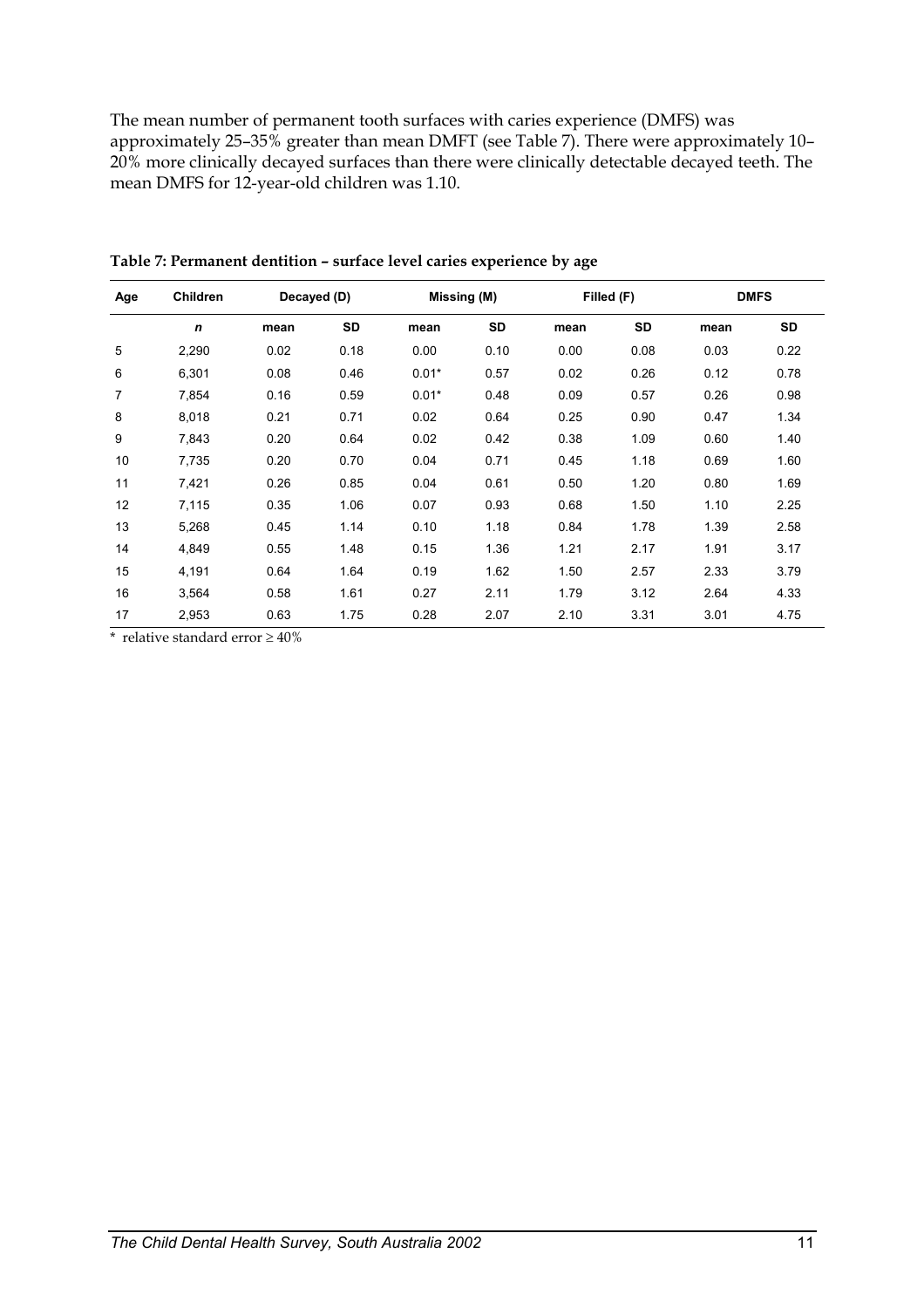The mean number of permanent tooth surfaces with caries experience (DMFS) was approximately 25–35% greater than mean DMFT (see Table 7). There were approximately 10–20% more clinically decayed surfaces than there were clinically detectable decayed teeth. The mean DMFS for 12-year-old children was 1.10.

**Table 7: Permanent dentition – surface level caries experience by age**

| Age | Children | Decayed (D) | | Missing (M) | | Filled (F) | | DMFS | |
|---|---|---|---|---|---|---|---|---|---|
| | *n* | mean | SD | mean | SD | mean | SD | mean | SD |
| 5 | 2,290 | 0.02 | 0.18 | 0.00 | 0.10 | 0.00 | 0.08 | 0.03 | 0.22 |
| 6 | 6,301 | 0.08 | 0.46 | 0.01* | 0.57 | 0.02 | 0.26 | 0.12 | 0.78 |
| 7 | 7,854 | 0.16 | 0.59 | 0.01* | 0.48 | 0.09 | 0.57 | 0.26 | 0.98 |
| 8 | 8,018 | 0.21 | 0.71 | 0.02 | 0.64 | 0.25 | 0.90 | 0.47 | 1.34 |
| 9 | 7,843 | 0.20 | 0.64 | 0.02 | 0.42 | 0.38 | 1.09 | 0.60 | 1.40 |
| 10 | 7,735 | 0.20 | 0.70 | 0.04 | 0.71 | 0.45 | 1.18 | 0.69 | 1.60 |
| 11 | 7,421 | 0.26 | 0.85 | 0.04 | 0.61 | 0.50 | 1.20 | 0.80 | 1.69 |
| 12 | 7,115 | 0.35 | 1.06 | 0.07 | 0.93 | 0.68 | 1.50 | 1.10 | 2.25 |
| 13 | 5,268 | 0.45 | 1.14 | 0.10 | 1.18 | 0.84 | 1.78 | 1.39 | 2.58 |
| 14 | 4,849 | 0.55 | 1.48 | 0.15 | 1.36 | 1.21 | 2.17 | 1.91 | 3.17 |
| 15 | 4,191 | 0.64 | 1.64 | 0.19 | 1.62 | 1.50 | 2.57 | 2.33 | 3.79 |
| 16 | 3,564 | 0.58 | 1.61 | 0.27 | 2.11 | 1.79 | 3.12 | 2.64 | 4.33 |
| 17 | 2,953 | 0.63 | 1.75 | 0.28 | 2.07 | 2.10 | 3.31 | 3.01 | 4.75 |

\* relative standard error ≥ 40%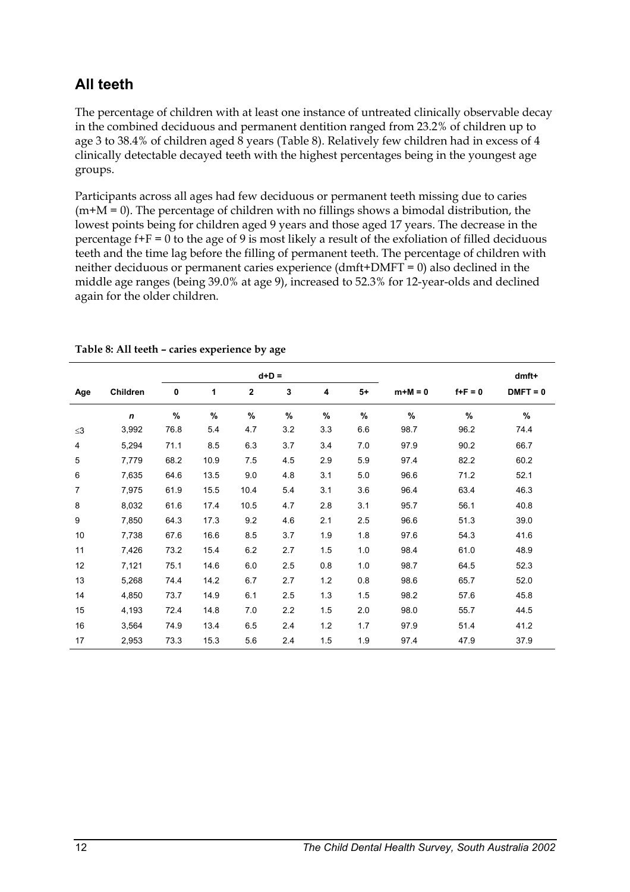## All teeth

The percentage of children with at least one instance of untreated clinically observable decay in the combined deciduous and permanent dentition ranged from 23.2% of children up to age 3 to 38.4% of children aged 8 years (Table 8). Relatively few children had in excess of 4 clinically detectable decayed teeth with the highest percentages being in the youngest age groups.

Participants across all ages had few deciduous or permanent teeth missing due to caries (m+M = 0). The percentage of children with no fillings shows a bimodal distribution, the lowest points being for children aged 9 years and those aged 17 years. The decrease in the percentage f+F = 0 to the age of 9 is most likely a result of the exfoliation of filled deciduous teeth and the time lag before the filling of permanent teeth. The percentage of children with neither deciduous or permanent caries experience (dmft+DMFT = 0) also declined in the middle age ranges (being 39.0% at age 9), increased to 52.3% for 12-year-olds and declined again for the older children.

**Table 8: All teeth – caries experience by age**

| Age | Children | d+D = | | | | | | m+M = 0 | f+F = 0 | dmft+ DMFT = 0 |
|---|---|---|---|---|---|---|---|---|---|---|
| | | 0 | 1 | 2 | 3 | 4 | 5+ | | | |
| | *n* | % | % | % | % | % | % | % | % | % |
| ≤3 | 3,992 | 76.8 | 5.4 | 4.7 | 3.2 | 3.3 | 6.6 | 98.7 | 96.2 | 74.4 |
| 4 | 5,294 | 71.1 | 8.5 | 6.3 | 3.7 | 3.4 | 7.0 | 97.9 | 90.2 | 66.7 |
| 5 | 7,779 | 68.2 | 10.9 | 7.5 | 4.5 | 2.9 | 5.9 | 97.4 | 82.2 | 60.2 |
| 6 | 7,635 | 64.6 | 13.5 | 9.0 | 4.8 | 3.1 | 5.0 | 96.6 | 71.2 | 52.1 |
| 7 | 7,975 | 61.9 | 15.5 | 10.4 | 5.4 | 3.1 | 3.6 | 96.4 | 63.4 | 46.3 |
| 8 | 8,032 | 61.6 | 17.4 | 10.5 | 4.7 | 2.8 | 3.1 | 95.7 | 56.1 | 40.8 |
| 9 | 7,850 | 64.3 | 17.3 | 9.2 | 4.6 | 2.1 | 2.5 | 96.6 | 51.3 | 39.0 |
| 10 | 7,738 | 67.6 | 16.6 | 8.5 | 3.7 | 1.9 | 1.8 | 97.6 | 54.3 | 41.6 |
| 11 | 7,426 | 73.2 | 15.4 | 6.2 | 2.7 | 1.5 | 1.0 | 98.4 | 61.0 | 48.9 |
| 12 | 7,121 | 75.1 | 14.6 | 6.0 | 2.5 | 0.8 | 1.0 | 98.7 | 64.5 | 52.3 |
| 13 | 5,268 | 74.4 | 14.2 | 6.7 | 2.7 | 1.2 | 0.8 | 98.6 | 65.7 | 52.0 |
| 14 | 4,850 | 73.7 | 14.9 | 6.1 | 2.5 | 1.3 | 1.5 | 98.2 | 57.6 | 45.8 |
| 15 | 4,193 | 72.4 | 14.8 | 7.0 | 2.2 | 1.5 | 2.0 | 98.0 | 55.7 | 44.5 |
| 16 | 3,564 | 74.9 | 13.4 | 6.5 | 2.4 | 1.2 | 1.7 | 97.9 | 51.4 | 41.2 |
| 17 | 2,953 | 73.3 | 15.3 | 5.6 | 2.4 | 1.5 | 1.9 | 97.4 | 47.9 | 37.9 |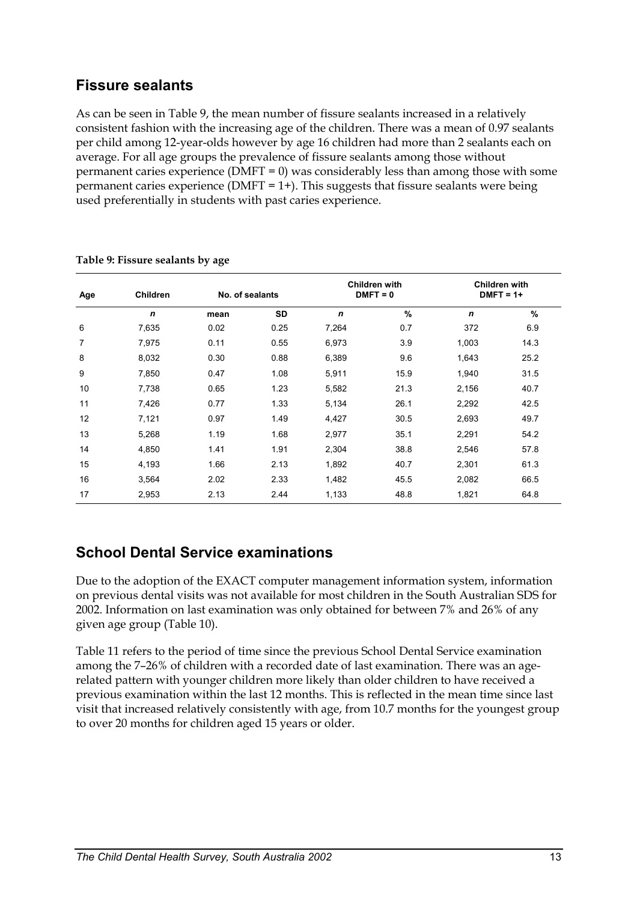## Fissure sealants

As can be seen in Table 9, the mean number of fissure sealants increased in a relatively consistent fashion with the increasing age of the children. There was a mean of 0.97 sealants per child among 12-year-olds however by age 16 children had more than 2 sealants each on average. For all age groups the prevalence of fissure sealants among those without permanent caries experience (DMFT = 0) was considerably less than among those with some permanent caries experience (DMFT = 1+). This suggests that fissure sealants were being used preferentially in students with past caries experience.

**Table 9: Fissure sealants by age**

| Age | Children | No. of sealants | | Children with DMFT = 0 | | Children with DMFT = 1+ | |
|---|---|---|---|---|---|---|---|
| | *n* | mean | SD | *n* | % | *n* | % |
| 6 | 7,635 | 0.02 | 0.25 | 7,264 | 0.7 | 372 | 6.9 |
| 7 | 7,975 | 0.11 | 0.55 | 6,973 | 3.9 | 1,003 | 14.3 |
| 8 | 8,032 | 0.30 | 0.88 | 6,389 | 9.6 | 1,643 | 25.2 |
| 9 | 7,850 | 0.47 | 1.08 | 5,911 | 15.9 | 1,940 | 31.5 |
| 10 | 7,738 | 0.65 | 1.23 | 5,582 | 21.3 | 2,156 | 40.7 |
| 11 | 7,426 | 0.77 | 1.33 | 5,134 | 26.1 | 2,292 | 42.5 |
| 12 | 7,121 | 0.97 | 1.49 | 4,427 | 30.5 | 2,693 | 49.7 |
| 13 | 5,268 | 1.19 | 1.68 | 2,977 | 35.1 | 2,291 | 54.2 |
| 14 | 4,850 | 1.41 | 1.91 | 2,304 | 38.8 | 2,546 | 57.8 |
| 15 | 4,193 | 1.66 | 2.13 | 1,892 | 40.7 | 2,301 | 61.3 |
| 16 | 3,564 | 2.02 | 2.33 | 1,482 | 45.5 | 2,082 | 66.5 |
| 17 | 2,953 | 2.13 | 2.44 | 1,133 | 48.8 | 1,821 | 64.8 |

## School Dental Service examinations

Due to the adoption of the EXACT computer management information system, information on previous dental visits was not available for most children in the South Australian SDS for 2002. Information on last examination was only obtained for between 7% and 26% of any given age group (Table 10).

Table 11 refers to the period of time since the previous School Dental Service examination among the 7–26% of children with a recorded date of last examination. There was an age-related pattern with younger children more likely than older children to have received a previous examination within the last 12 months. This is reflected in the mean time since last visit that increased relatively consistently with age, from 10.7 months for the youngest group to over 20 months for children aged 15 years or older.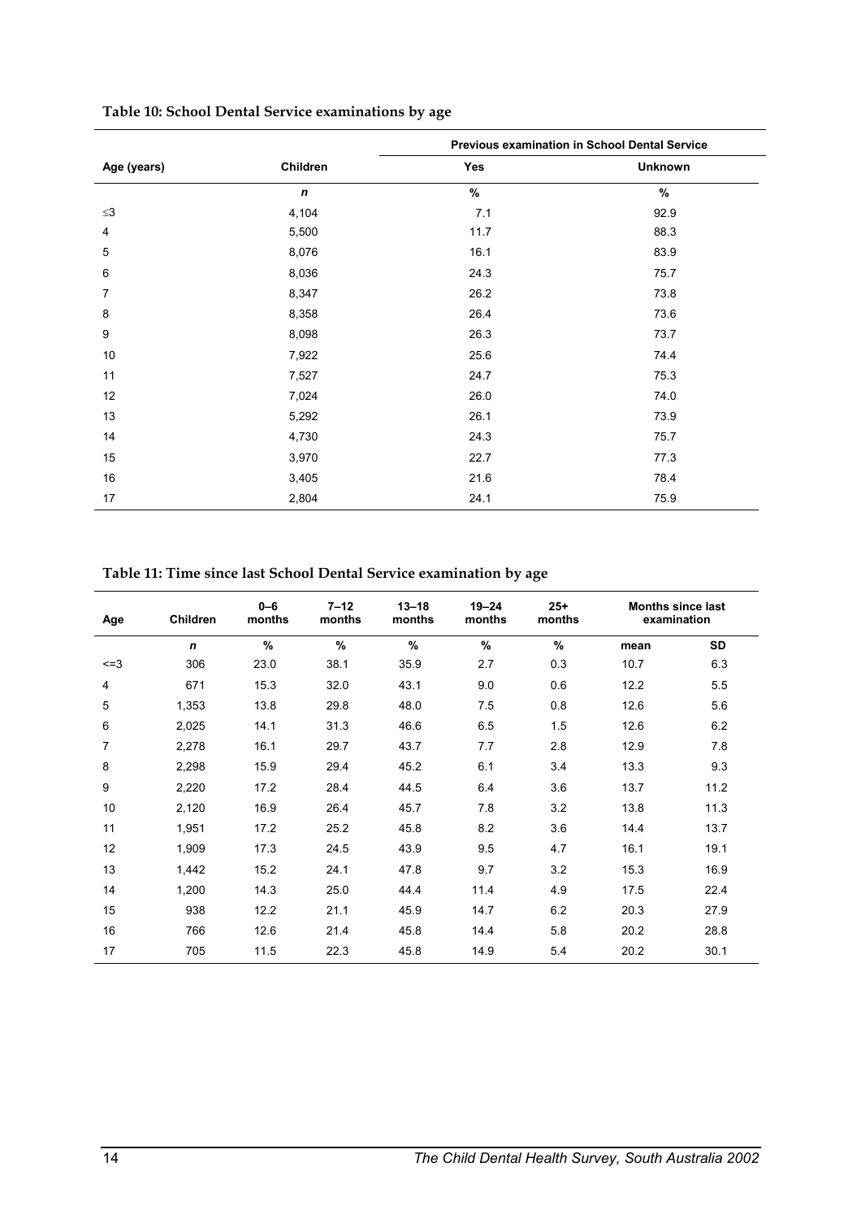**Table 10: School Dental Service examinations by age**

| Age (years) | Children | Previous examination in School Dental Service | |
|---|---|---|---|
| | | Yes | Unknown |
| | *n* | % | % |
| ≤3 | 4,104 | 7.1 | 92.9 |
| 4 | 5,500 | 11.7 | 88.3 |
| 5 | 8,076 | 16.1 | 83.9 |
| 6 | 8,036 | 24.3 | 75.7 |
| 7 | 8,347 | 26.2 | 73.8 |
| 8 | 8,358 | 26.4 | 73.6 |
| 9 | 8,098 | 26.3 | 73.7 |
| 10 | 7,922 | 25.6 | 74.4 |
| 11 | 7,527 | 24.7 | 75.3 |
| 12 | 7,024 | 26.0 | 74.0 |
| 13 | 5,292 | 26.1 | 73.9 |
| 14 | 4,730 | 24.3 | 75.7 |
| 15 | 3,970 | 22.7 | 77.3 |
| 16 | 3,405 | 21.6 | 78.4 |
| 17 | 2,804 | 24.1 | 75.9 |

**Table 11: Time since last School Dental Service examination by age**

| Age | Children | 0–6 months | 7–12 months | 13–18 months | 19–24 months | 25+ months | Months since last examination | |
|---|---|---|---|---|---|---|---|---|
| | *n* | % | % | % | % | % | mean | SD |
| <=3 | 306 | 23.0 | 38.1 | 35.9 | 2.7 | 0.3 | 10.7 | 6.3 |
| 4 | 671 | 15.3 | 32.0 | 43.1 | 9.0 | 0.6 | 12.2 | 5.5 |
| 5 | 1,353 | 13.8 | 29.8 | 48.0 | 7.5 | 0.8 | 12.6 | 5.6 |
| 6 | 2,025 | 14.1 | 31.3 | 46.6 | 6.5 | 1.5 | 12.6 | 6.2 |
| 7 | 2,278 | 16.1 | 29.7 | 43.7 | 7.7 | 2.8 | 12.9 | 7.8 |
| 8 | 2,298 | 15.9 | 29.4 | 45.2 | 6.1 | 3.4 | 13.3 | 9.3 |
| 9 | 2,220 | 17.2 | 28.4 | 44.5 | 6.4 | 3.6 | 13.7 | 11.2 |
| 10 | 2,120 | 16.9 | 26.4 | 45.7 | 7.8 | 3.2 | 13.8 | 11.3 |
| 11 | 1,951 | 17.2 | 25.2 | 45.8 | 8.2 | 3.6 | 14.4 | 13.7 |
| 12 | 1,909 | 17.3 | 24.5 | 43.9 | 9.5 | 4.7 | 16.1 | 19.1 |
| 13 | 1,442 | 15.2 | 24.1 | 47.8 | 9.7 | 3.2 | 15.3 | 16.9 |
| 14 | 1,200 | 14.3 | 25.0 | 44.4 | 11.4 | 4.9 | 17.5 | 22.4 |
| 15 | 938 | 12.2 | 21.1 | 45.9 | 14.7 | 6.2 | 20.3 | 27.9 |
| 16 | 766 | 12.6 | 21.4 | 45.8 | 14.4 | 5.8 | 20.2 | 28.8 |
| 17 | 705 | 11.5 | 22.3 | 45.8 | 14.9 | 5.4 | 20.2 | 30.1 |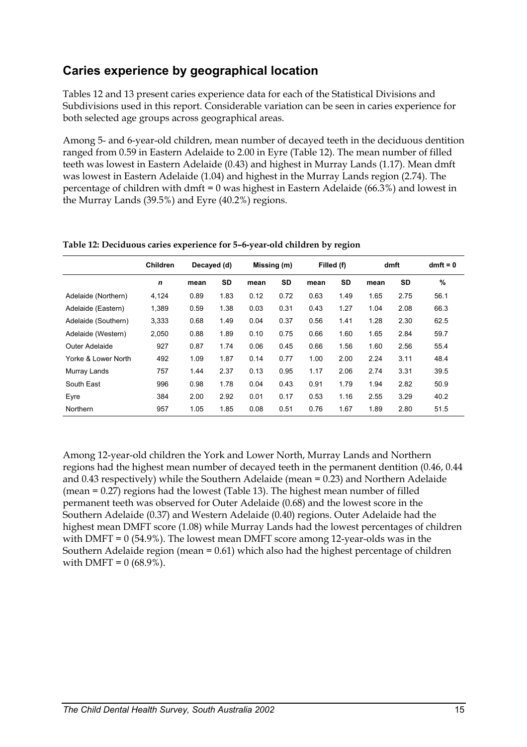## Caries experience by geographical location

Tables 12 and 13 present caries experience data for each of the Statistical Divisions and Subdivisions used in this report. Considerable variation can be seen in caries experience for both selected age groups across geographical areas.

Among 5- and 6-year-old children, mean number of decayed teeth in the deciduous dentition ranged from 0.59 in Eastern Adelaide to 2.00 in Eyre (Table 12). The mean number of filled teeth was lowest in Eastern Adelaide (0.43) and highest in Murray Lands (1.17). Mean dmft was lowest in Eastern Adelaide (1.04) and highest in the Murray Lands region (2.74). The percentage of children with dmft = 0 was highest in Eastern Adelaide (66.3%) and lowest in the Murray Lands (39.5%) and Eyre (40.2%) regions.

**Table 12: Deciduous caries experience for 5–6-year-old children by region**

| | Children | Decayed (d) | | Missing (m) | | Filled (f) | | dmft | | dmft = 0 |
|---|---|---|---|---|---|---|---|---|---|---|
| | *n* | mean | SD | mean | SD | mean | SD | mean | SD | % |
| Adelaide (Northern) | 4,124 | 0.89 | 1.83 | 0.12 | 0.72 | 0.63 | 1.49 | 1.65 | 2.75 | 56.1 |
| Adelaide (Eastern) | 1,389 | 0.59 | 1.38 | 0.03 | 0.31 | 0.43 | 1.27 | 1.04 | 2.08 | 66.3 |
| Adelaide (Southern) | 3,333 | 0.68 | 1.49 | 0.04 | 0.37 | 0.56 | 1.41 | 1.28 | 2.30 | 62.5 |
| Adelaide (Western) | 2,050 | 0.88 | 1.89 | 0.10 | 0.75 | 0.66 | 1.60 | 1.65 | 2.84 | 59.7 |
| Outer Adelaide | 927 | 0.87 | 1.74 | 0.06 | 0.45 | 0.66 | 1.56 | 1.60 | 2.56 | 55.4 |
| Yorke & Lower North | 492 | 1.09 | 1.87 | 0.14 | 0.77 | 1.00 | 2.00 | 2.24 | 3.11 | 48.4 |
| Murray Lands | 757 | 1.44 | 2.37 | 0.13 | 0.95 | 1.17 | 2.06 | 2.74 | 3.31 | 39.5 |
| South East | 996 | 0.98 | 1.78 | 0.04 | 0.43 | 0.91 | 1.79 | 1.94 | 2.82 | 50.9 |
| Eyre | 384 | 2.00 | 2.92 | 0.01 | 0.17 | 0.53 | 1.16 | 2.55 | 3.29 | 40.2 |
| Northern | 957 | 1.05 | 1.85 | 0.08 | 0.51 | 0.76 | 1.67 | 1.89 | 2.80 | 51.5 |

Among 12-year-old children the York and Lower North, Murray Lands and Northern regions had the highest mean number of decayed teeth in the permanent dentition (0.46, 0.44 and 0.43 respectively) while the Southern Adelaide (mean = 0.23) and Northern Adelaide (mean = 0.27) regions had the lowest (Table 13). The highest mean number of filled permanent teeth was observed for Outer Adelaide (0.68) and the lowest score in the Southern Adelaide (0.37) and Western Adelaide (0.40) regions. Outer Adelaide had the highest mean DMFT score (1.08) while Murray Lands had the lowest percentages of children with DMFT = 0 (54.9%). The lowest mean DMFT score among 12-year-olds was in the Southern Adelaide region (mean = 0.61) which also had the highest percentage of children with DMFT = 0 (68.9%).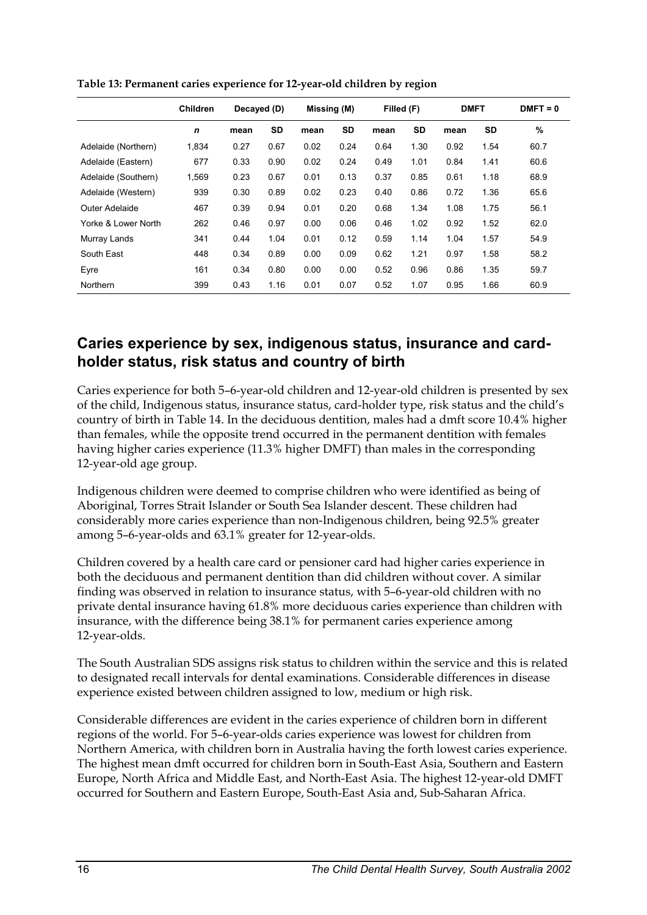**Table 13: Permanent caries experience for 12-year-old children by region**

| | Children | Decayed (D) | | Missing (M) | | Filled (F) | | DMFT | | DMFT = 0 |
|---|---|---|---|---|---|---|---|---|---|---|
| | *n* | mean | SD | mean | SD | mean | SD | mean | SD | % |
| Adelaide (Northern) | 1,834 | 0.27 | 0.67 | 0.02 | 0.24 | 0.64 | 1.30 | 0.92 | 1.54 | 60.7 |
| Adelaide (Eastern) | 677 | 0.33 | 0.90 | 0.02 | 0.24 | 0.49 | 1.01 | 0.84 | 1.41 | 60.6 |
| Adelaide (Southern) | 1,569 | 0.23 | 0.67 | 0.01 | 0.13 | 0.37 | 0.85 | 0.61 | 1.18 | 68.9 |
| Adelaide (Western) | 939 | 0.30 | 0.89 | 0.02 | 0.23 | 0.40 | 0.86 | 0.72 | 1.36 | 65.6 |
| Outer Adelaide | 467 | 0.39 | 0.94 | 0.01 | 0.20 | 0.68 | 1.34 | 1.08 | 1.75 | 56.1 |
| Yorke & Lower North | 262 | 0.46 | 0.97 | 0.00 | 0.06 | 0.46 | 1.02 | 0.92 | 1.52 | 62.0 |
| Murray Lands | 341 | 0.44 | 1.04 | 0.01 | 0.12 | 0.59 | 1.14 | 1.04 | 1.57 | 54.9 |
| South East | 448 | 0.34 | 0.89 | 0.00 | 0.09 | 0.62 | 1.21 | 0.97 | 1.58 | 58.2 |
| Eyre | 161 | 0.34 | 0.80 | 0.00 | 0.00 | 0.52 | 0.96 | 0.86 | 1.35 | 59.7 |
| Northern | 399 | 0.43 | 1.16 | 0.01 | 0.07 | 0.52 | 1.07 | 0.95 | 1.66 | 60.9 |

## Caries experience by sex, indigenous status, insurance and card-holder status, risk status and country of birth

Caries experience for both 5–6-year-old children and 12-year-old children is presented by sex of the child, Indigenous status, insurance status, card-holder type, risk status and the child's country of birth in Table 14. In the deciduous dentition, males had a dmft score 10.4% higher than females, while the opposite trend occurred in the permanent dentition with females having higher caries experience (11.3% higher DMFT) than males in the corresponding 12-year-old age group.

Indigenous children were deemed to comprise children who were identified as being of Aboriginal, Torres Strait Islander or South Sea Islander descent. These children had considerably more caries experience than non-Indigenous children, being 92.5% greater among 5–6-year-olds and 63.1% greater for 12-year-olds.

Children covered by a health care card or pensioner card had higher caries experience in both the deciduous and permanent dentition than did children without cover. A similar finding was observed in relation to insurance status, with 5–6-year-old children with no private dental insurance having 61.8% more deciduous caries experience than children with insurance, with the difference being 38.1% for permanent caries experience among 12-year-olds.

The South Australian SDS assigns risk status to children within the service and this is related to designated recall intervals for dental examinations. Considerable differences in disease experience existed between children assigned to low, medium or high risk.

Considerable differences are evident in the caries experience of children born in different regions of the world. For 5–6-year-olds caries experience was lowest for children from Northern America, with children born in Australia having the forth lowest caries experience. The highest mean dmft occurred for children born in South-East Asia, Southern and Eastern Europe, North Africa and Middle East, and North-East Asia. The highest 12-year-old DMFT occurred for Southern and Eastern Europe, South-East Asia and, Sub-Saharan Africa.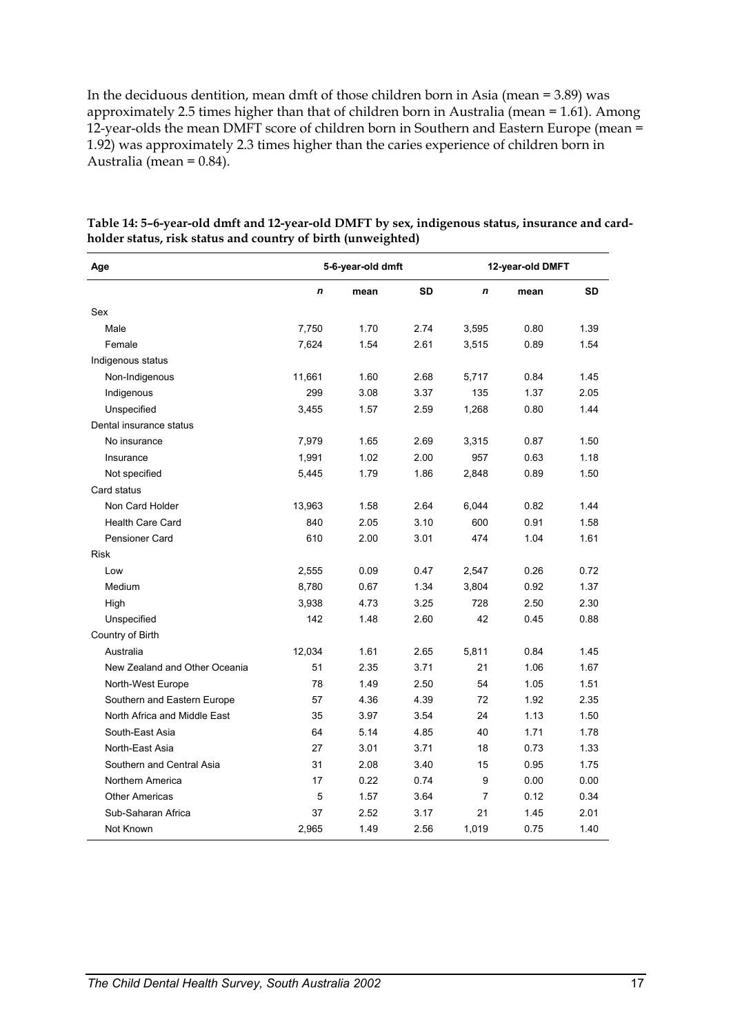In the deciduous dentition, mean dmft of those children born in Asia (mean = 3.89) was approximately 2.5 times higher than that of children born in Australia (mean = 1.61). Among 12-year-olds the mean DMFT score of children born in Southern and Eastern Europe (mean = 1.92) was approximately 2.3 times higher than the caries experience of children born in Australia (mean = 0.84).

**Table 14: 5–6-year-old dmft and 12-year-old DMFT by sex, indigenous status, insurance and card-holder status, risk status and country of birth (unweighted)**

| Age | 5-6-year-old dmft | | | 12-year-old DMFT | | |
|---|---|---|---|---|---|---|
| | *n* | mean | SD | *n* | mean | SD |
| Sex | | | | | | |
| Male | 7,750 | 1.70 | 2.74 | 3,595 | 0.80 | 1.39 |
| Female | 7,624 | 1.54 | 2.61 | 3,515 | 0.89 | 1.54 |
| Indigenous status | | | | | | |
| Non-Indigenous | 11,661 | 1.60 | 2.68 | 5,717 | 0.84 | 1.45 |
| Indigenous | 299 | 3.08 | 3.37 | 135 | 1.37 | 2.05 |
| Unspecified | 3,455 | 1.57 | 2.59 | 1,268 | 0.80 | 1.44 |
| Dental insurance status | | | | | | |
| No insurance | 7,979 | 1.65 | 2.69 | 3,315 | 0.87 | 1.50 |
| Insurance | 1,991 | 1.02 | 2.00 | 957 | 0.63 | 1.18 |
| Not specified | 5,445 | 1.79 | 1.86 | 2,848 | 0.89 | 1.50 |
| Card status | | | | | | |
| Non Card Holder | 13,963 | 1.58 | 2.64 | 6,044 | 0.82 | 1.44 |
| Health Care Card | 840 | 2.05 | 3.10 | 600 | 0.91 | 1.58 |
| Pensioner Card | 610 | 2.00 | 3.01 | 474 | 1.04 | 1.61 |
| Risk | | | | | | |
| Low | 2,555 | 0.09 | 0.47 | 2,547 | 0.26 | 0.72 |
| Medium | 8,780 | 0.67 | 1.34 | 3,804 | 0.92 | 1.37 |
| High | 3,938 | 4.73 | 3.25 | 728 | 2.50 | 2.30 |
| Unspecified | 142 | 1.48 | 2.60 | 42 | 0.45 | 0.88 |
| Country of Birth | | | | | | |
| Australia | 12,034 | 1.61 | 2.65 | 5,811 | 0.84 | 1.45 |
| New Zealand and Other Oceania | 51 | 2.35 | 3.71 | 21 | 1.06 | 1.67 |
| North-West Europe | 78 | 1.49 | 2.50 | 54 | 1.05 | 1.51 |
| Southern and Eastern Europe | 57 | 4.36 | 4.39 | 72 | 1.92 | 2.35 |
| North Africa and Middle East | 35 | 3.97 | 3.54 | 24 | 1.13 | 1.50 |
| South-East Asia | 64 | 5.14 | 4.85 | 40 | 1.71 | 1.78 |
| North-East Asia | 27 | 3.01 | 3.71 | 18 | 0.73 | 1.33 |
| Southern and Central Asia | 31 | 2.08 | 3.40 | 15 | 0.95 | 1.75 |
| Northern America | 17 | 0.22 | 0.74 | 9 | 0.00 | 0.00 |
| Other Americas | 5 | 1.57 | 3.64 | 7 | 0.12 | 0.34 |
| Sub-Saharan Africa | 37 | 2.52 | 3.17 | 21 | 1.45 | 2.01 |
| Not Known | 2,965 | 1.49 | 2.56 | 1,019 | 0.75 | 1.40 |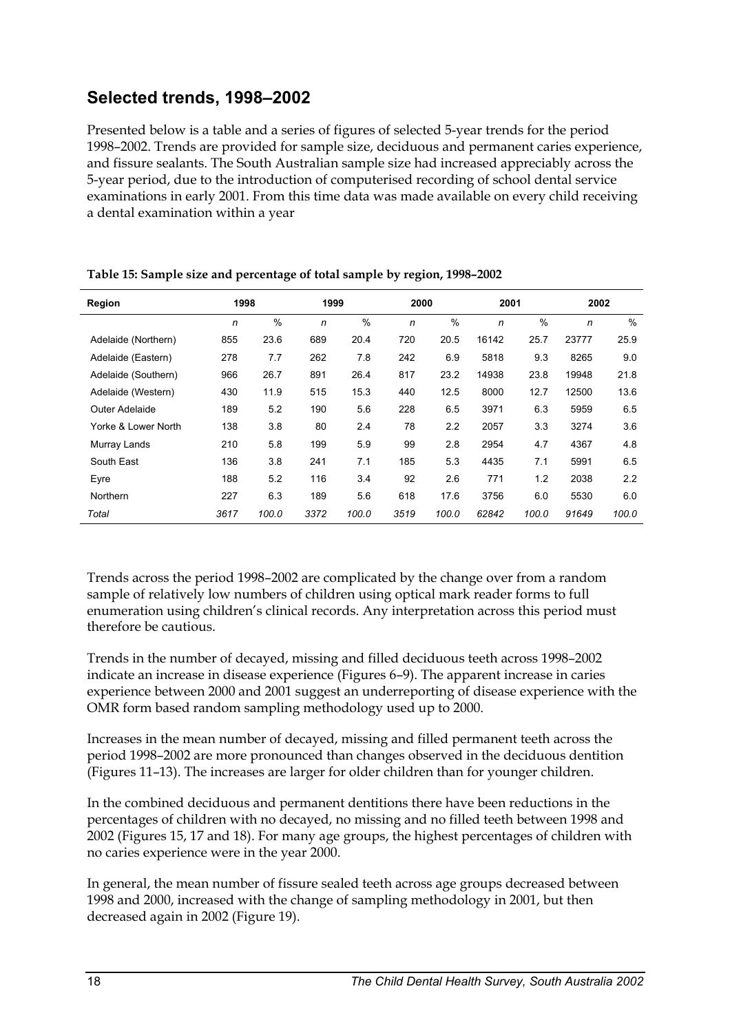## Selected trends, 1998–2002

Presented below is a table and a series of figures of selected 5-year trends for the period 1998–2002. Trends are provided for sample size, deciduous and permanent caries experience, and fissure sealants. The South Australian sample size had increased appreciably across the 5-year period, due to the introduction of computerised recording of school dental service examinations in early 2001. From this time data was made available on every child receiving a dental examination within a year

**Table 15: Sample size and percentage of total sample by region, 1998–2002**

| Region | 1998 | | 1999 | | 2000 | | 2001 | | 2002 | |
|---|---|---|---|---|---|---|---|---|---|---|
| | *n* | % | *n* | % | *n* | % | *n* | % | *n* | % |
| Adelaide (Northern) | 855 | 23.6 | 689 | 20.4 | 720 | 20.5 | 16142 | 25.7 | 23777 | 25.9 |
| Adelaide (Eastern) | 278 | 7.7 | 262 | 7.8 | 242 | 6.9 | 5818 | 9.3 | 8265 | 9.0 |
| Adelaide (Southern) | 966 | 26.7 | 891 | 26.4 | 817 | 23.2 | 14938 | 23.8 | 19948 | 21.8 |
| Adelaide (Western) | 430 | 11.9 | 515 | 15.3 | 440 | 12.5 | 8000 | 12.7 | 12500 | 13.6 |
| Outer Adelaide | 189 | 5.2 | 190 | 5.6 | 228 | 6.5 | 3971 | 6.3 | 5959 | 6.5 |
| Yorke & Lower North | 138 | 3.8 | 80 | 2.4 | 78 | 2.2 | 2057 | 3.3 | 3274 | 3.6 |
| Murray Lands | 210 | 5.8 | 199 | 5.9 | 99 | 2.8 | 2954 | 4.7 | 4367 | 4.8 |
| South East | 136 | 3.8 | 241 | 7.1 | 185 | 5.3 | 4435 | 7.1 | 5991 | 6.5 |
| Eyre | 188 | 5.2 | 116 | 3.4 | 92 | 2.6 | 771 | 1.2 | 2038 | 2.2 |
| Northern | 227 | 6.3 | 189 | 5.6 | 618 | 17.6 | 3756 | 6.0 | 5530 | 6.0 |
| *Total* | *3617* | *100.0* | *3372* | *100.0* | *3519* | *100.0* | *62842* | *100.0* | *91649* | *100.0* |

Trends across the period 1998–2002 are complicated by the change over from a random sample of relatively low numbers of children using optical mark reader forms to full enumeration using children's clinical records. Any interpretation across this period must therefore be cautious.

Trends in the number of decayed, missing and filled deciduous teeth across 1998–2002 indicate an increase in disease experience (Figures 6–9). The apparent increase in caries experience between 2000 and 2001 suggest an underreporting of disease experience with the OMR form based random sampling methodology used up to 2000.

Increases in the mean number of decayed, missing and filled permanent teeth across the period 1998–2002 are more pronounced than changes observed in the deciduous dentition (Figures 11–13). The increases are larger for older children than for younger children.

In the combined deciduous and permanent dentitions there have been reductions in the percentages of children with no decayed, no missing and no filled teeth between 1998 and 2002 (Figures 15, 17 and 18). For many age groups, the highest percentages of children with no caries experience were in the year 2000.

In general, the mean number of fissure sealed teeth across age groups decreased between 1998 and 2000, increased with the change of sampling methodology in 2001, but then decreased again in 2002 (Figure 19).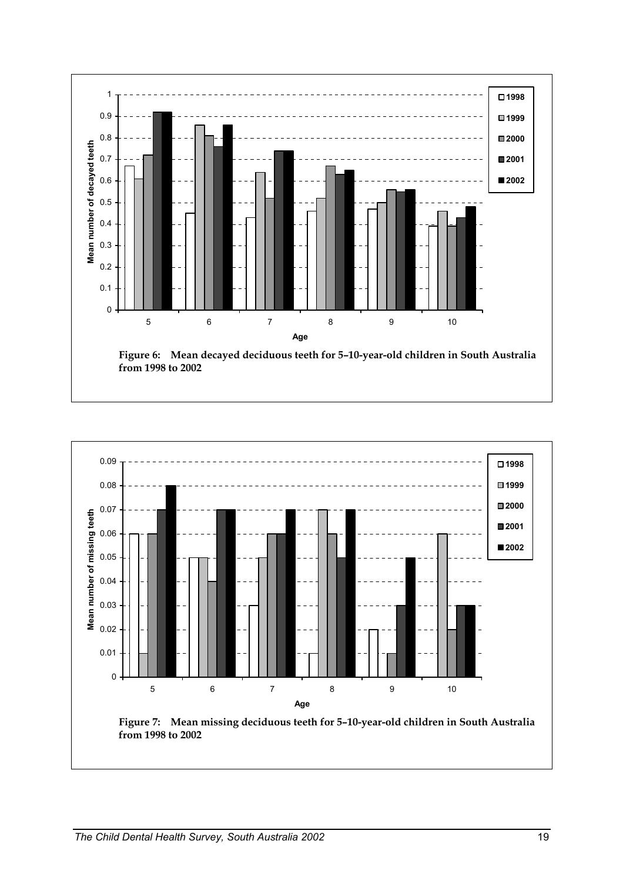Figure 6: Mean decayed deciduous teeth for 5–10-year-old children in South Australia from 1998 to 2002

Figure 7: Mean missing deciduous teeth for 5–10-year-old children in South Australia from 1998 to 2002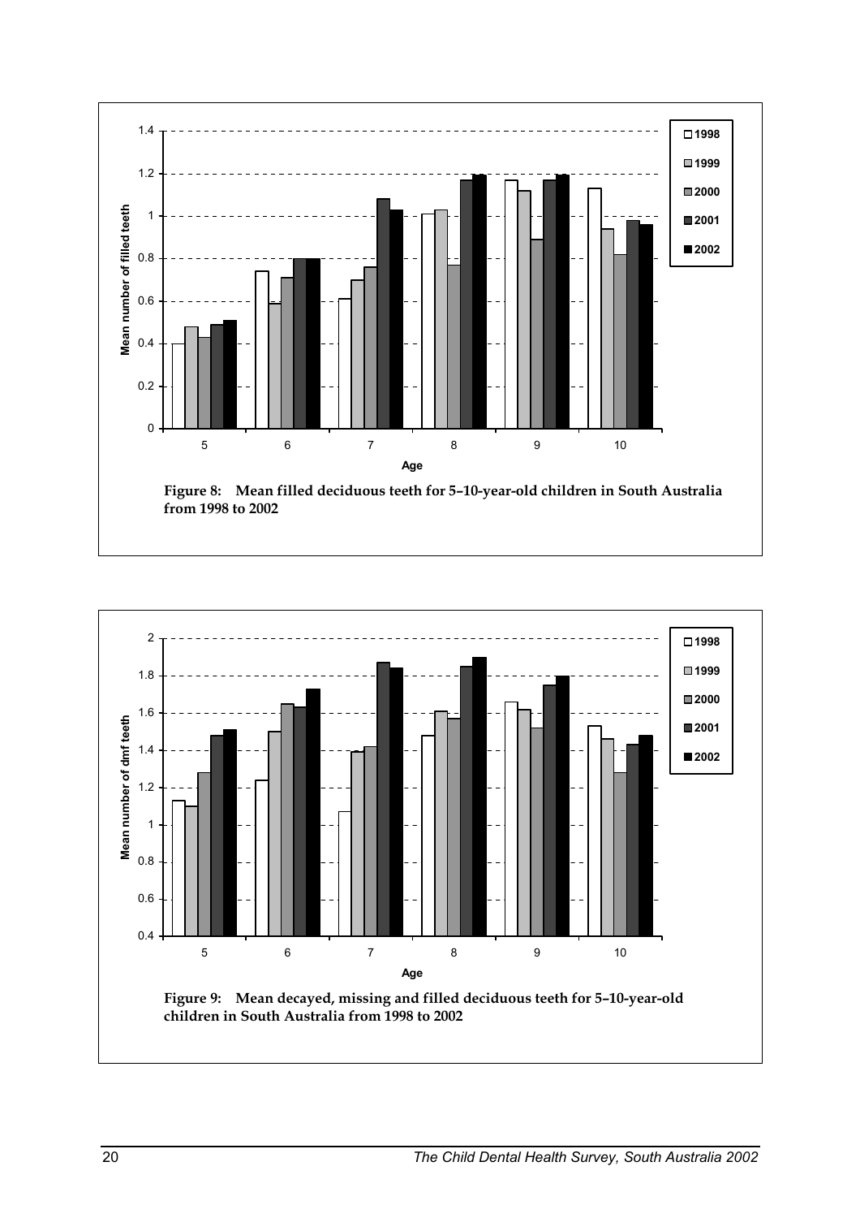**Figure 8: Mean filled deciduous teeth for 5–10-year-old children in South Australia from 1998 to 2002**

**Figure 9: Mean decayed, missing and filled deciduous teeth for 5–10-year-old children in South Australia from 1998 to 2002**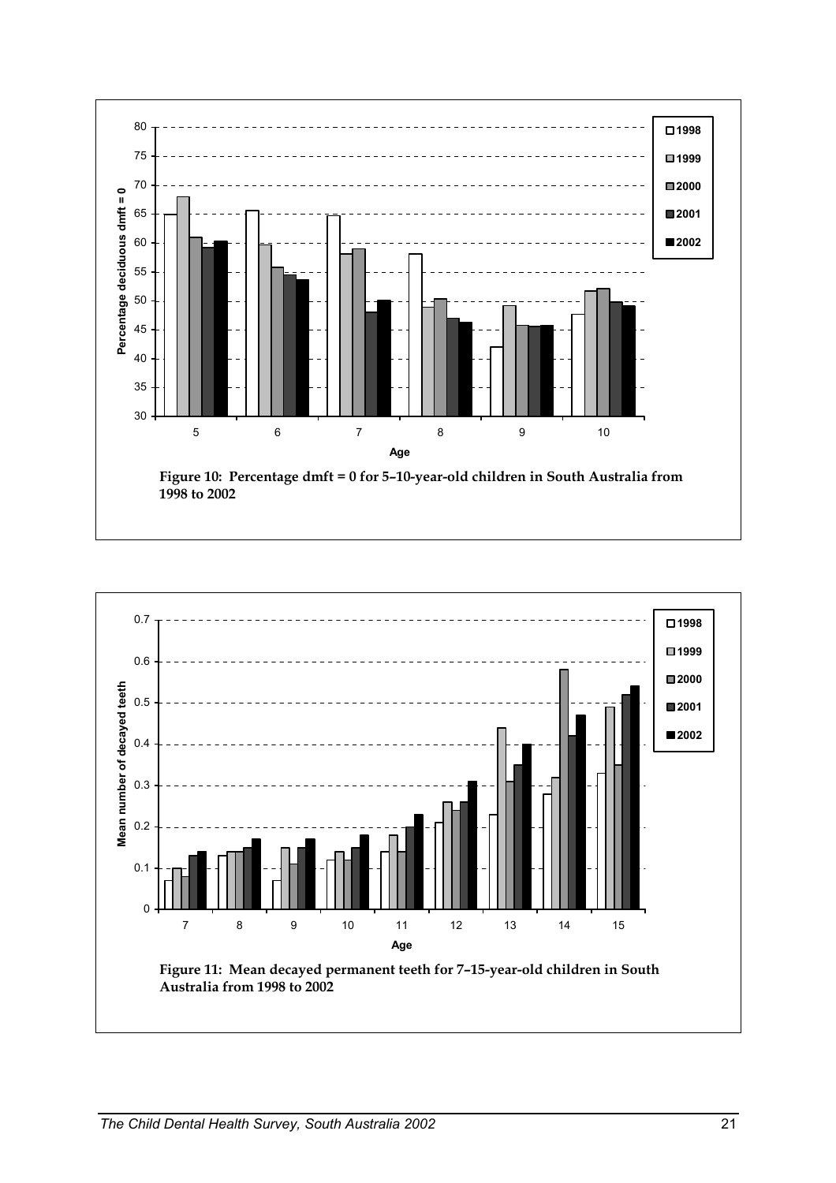Figure 10: Percentage dmft = 0 for 5–10-year-old children in South Australia from 1998 to 2002

Figure 11: Mean decayed permanent teeth for 7–15-year-old children in South Australia from 1998 to 2002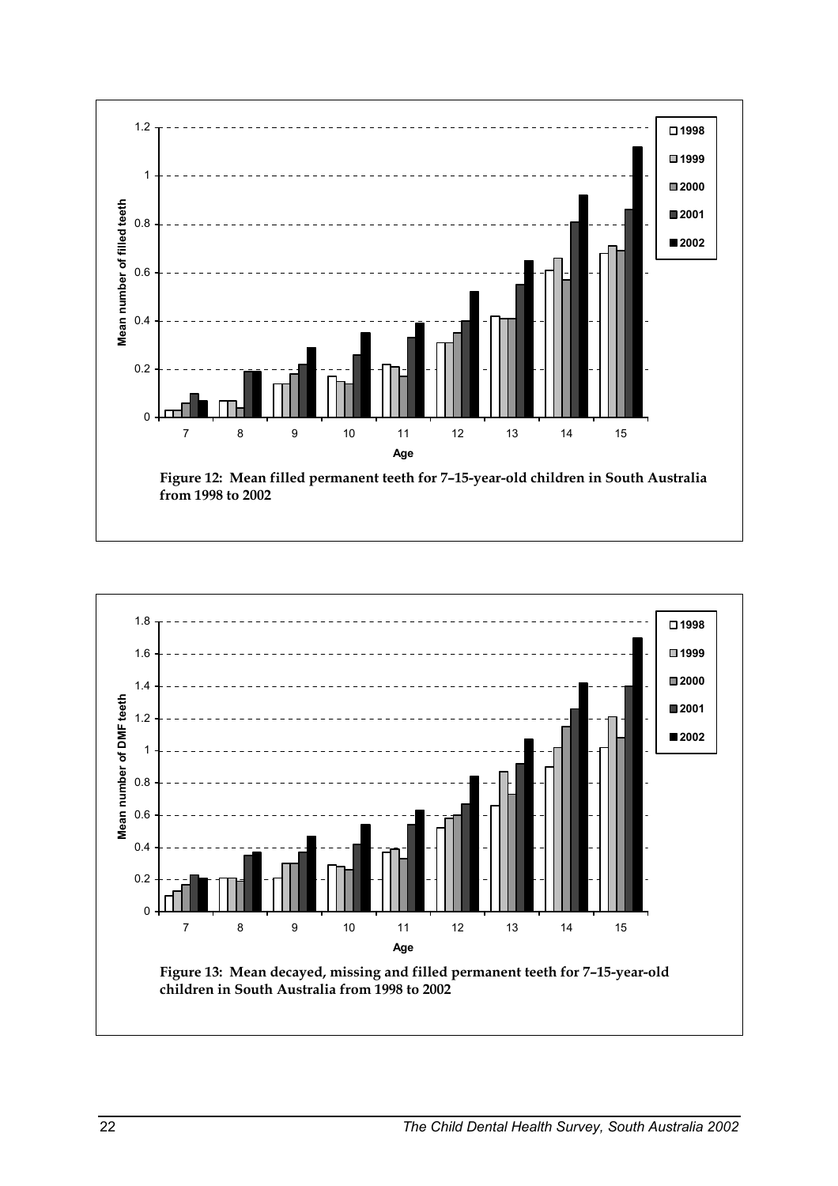Figure 12: Mean filled permanent teeth for 7–15-year-old children in South Australia from 1998 to 2002

Figure 13: Mean decayed, missing and filled permanent teeth for 7–15-year-old children in South Australia from 1998 to 2002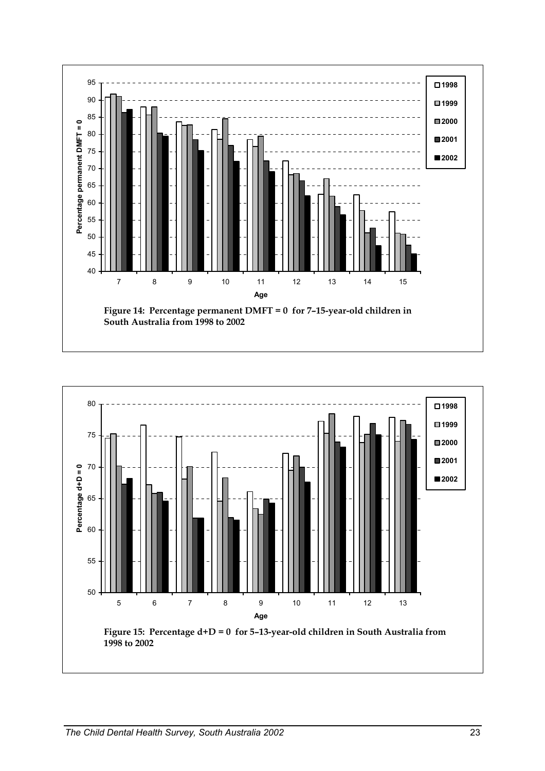Figure 14: Percentage permanent DMFT = 0 for 7–15-year-old children in South Australia from 1998 to 2002

Figure 15: Percentage d+D = 0 for 5–13-year-old children in South Australia from 1998 to 2002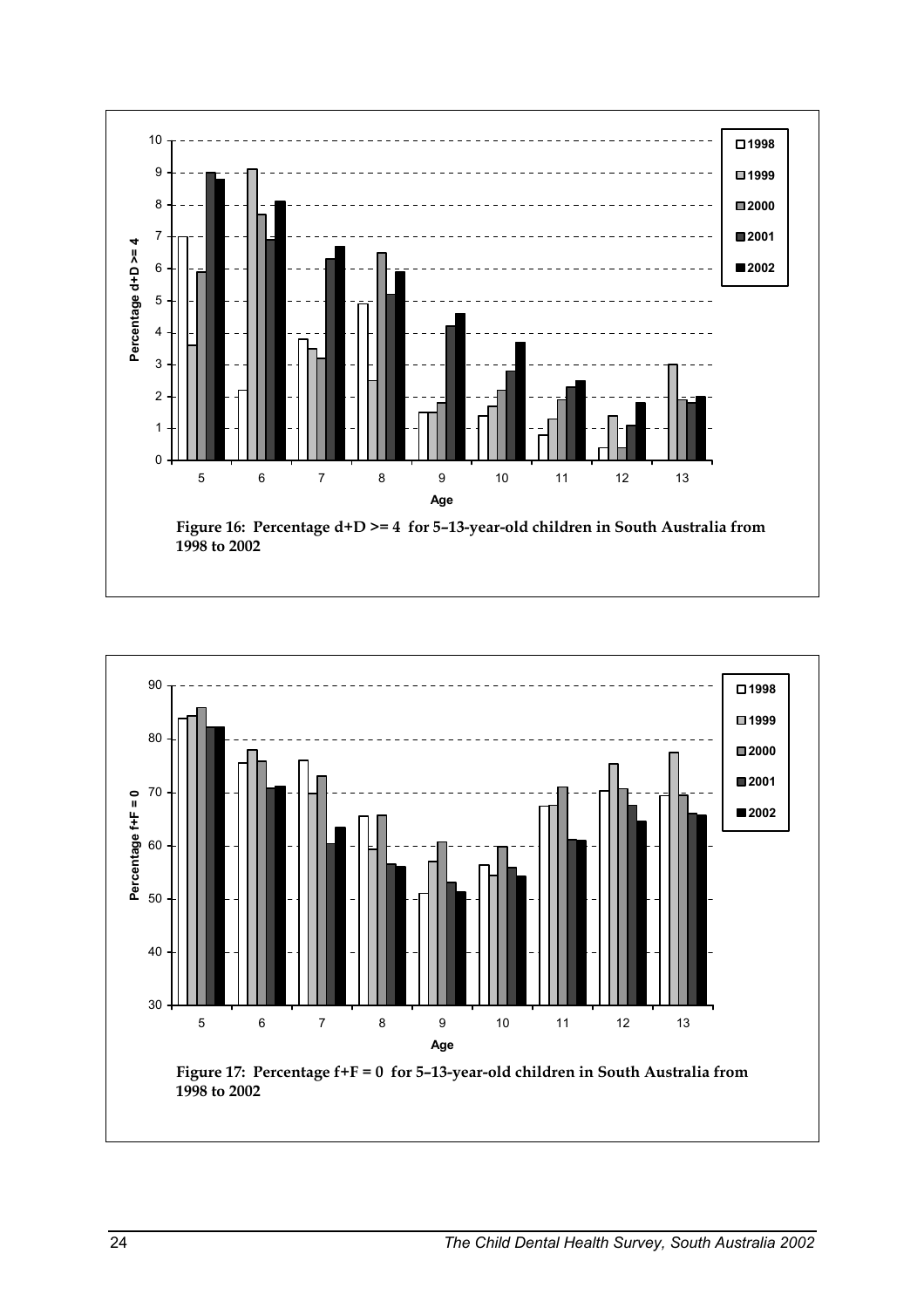Figure 16: Percentage d+D >= 4 for 5–13-year-old children in South Australia from 1998 to 2002

Figure 17: Percentage f+F = 0 for 5–13-year-old children in South Australia from 1998 to 2002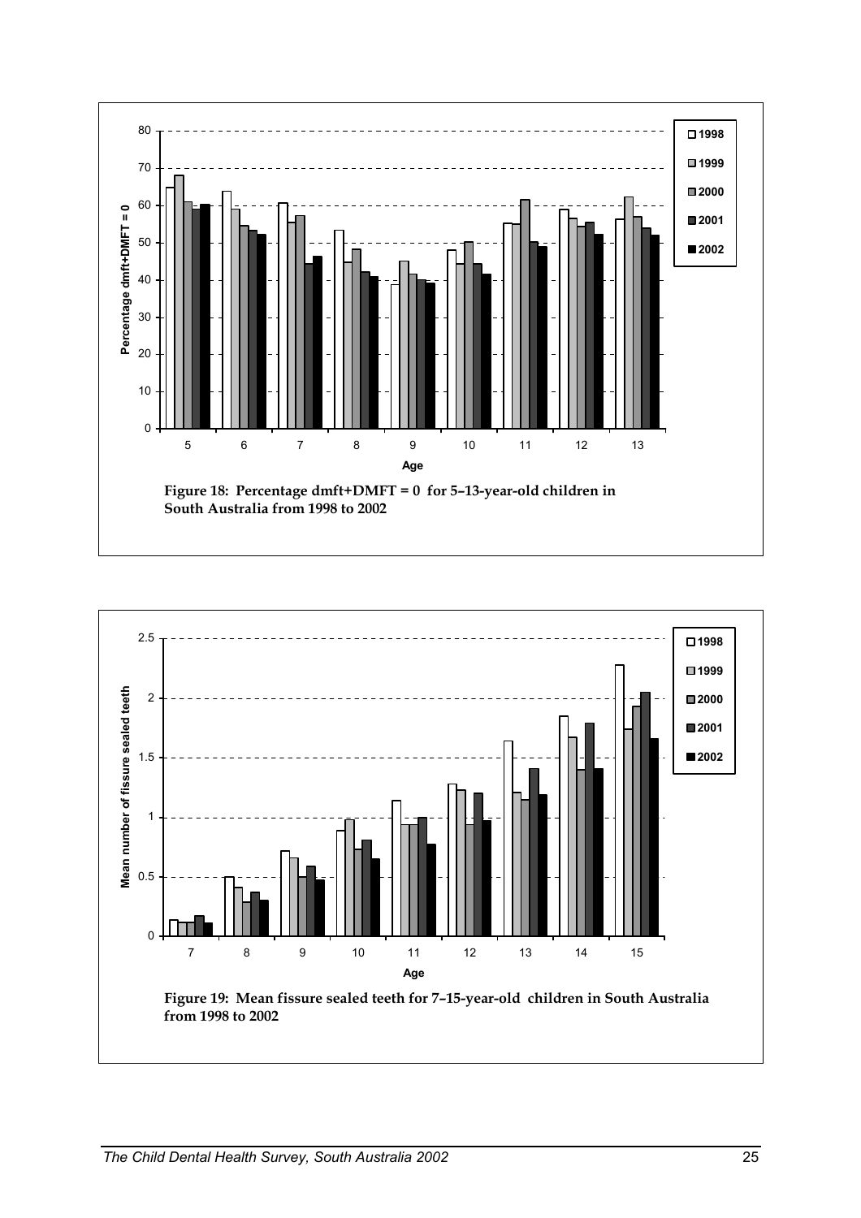80
70
60
50
40
30
20
10
0

Percentage dmft+DMFT = 0

5 6 7 8 9 10 11 12 13

Age

1998
1999
2000
2001
2002

**Figure 18: Percentage dmft+DMFT = 0 for 5–13-year-old children in South Australia from 1998 to 2002**

2.5
2
1.5
1
0.5
0

Mean number of fissure sealed teeth

7 8 9 10 11 12 13 14 15

Age

1998
1999
2000
2001
2002

**Figure 19: Mean fissure sealed teeth for 7–15-year-old children in South Australia from 1998 to 2002**